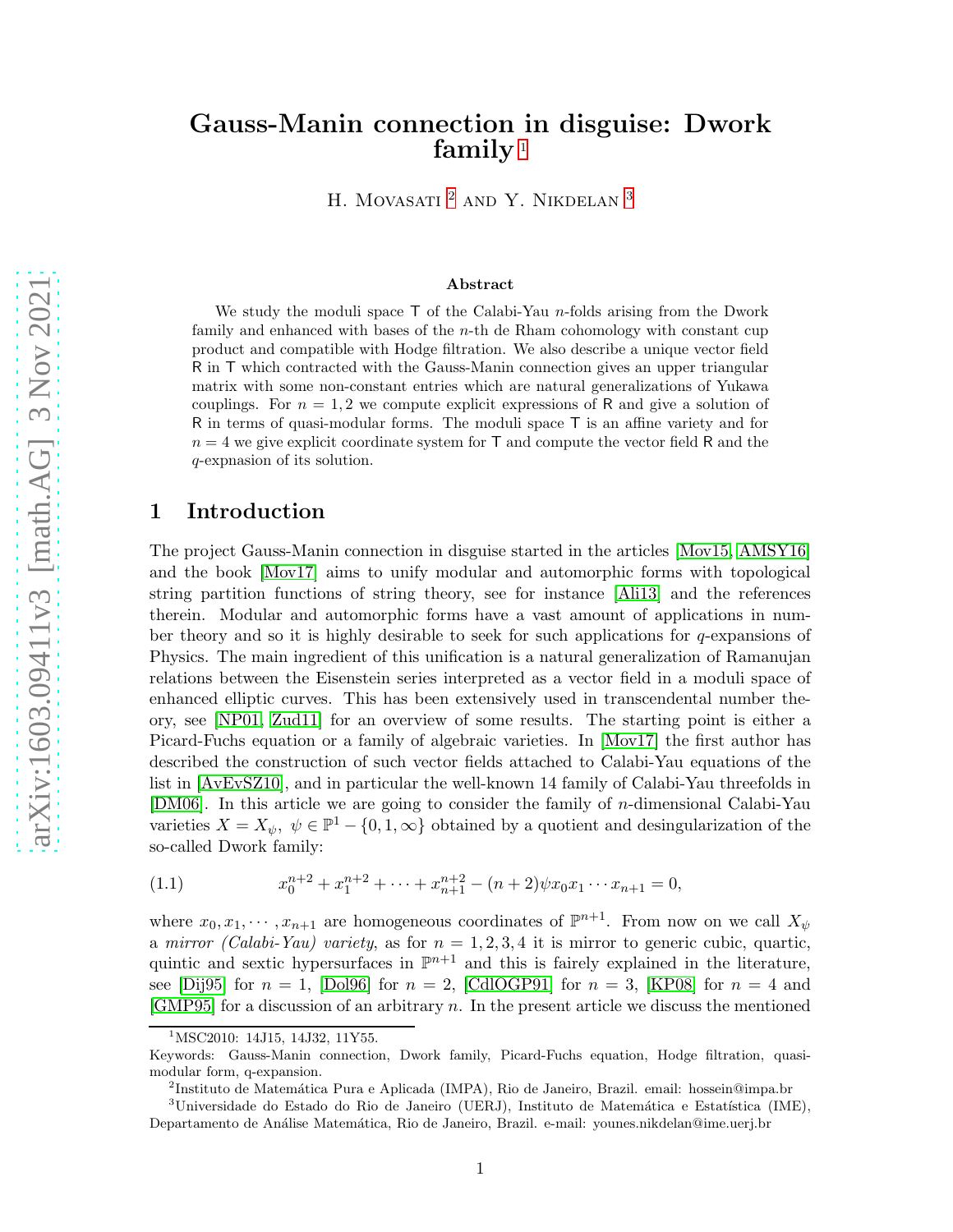# Gauss-Manin connection in disguise: Dwork family [1]

H. Movasati [2] and Y. Nikdelan [3]

### Abstract

We study the moduli space $\mathsf{T}$ of the Calabi-Yau $n$-folds arising from the Dwork family and enhanced with bases of the $n$-th de Rham cohomology with constant cup product and compatible with Hodge filtration. We also describe a unique vector field $\mathsf{R}$ in $\mathsf{T}$ which contracted with the Gauss-Manin connection gives an upper triangular matrix with some non-constant entries which are natural generalizations of Yukawa couplings. For $n = 1, 2$ we compute explicit expressions of $\mathsf{R}$ and give a solution of $\mathsf{R}$ in terms of quasi-modular forms. The moduli space $\mathsf{T}$ is an affine variety and for $n = 4$ we give explicit coordinate system for $\mathsf{T}$ and compute the vector field $\mathsf{R}$ and the $q$-expnasion of its solution.

## 1 Introduction

The project Gauss-Manin connection in disguise started in the articles [Mov15, AMSY16] and the book [Mov17] aims to unify modular and automorphic forms with topological string partition functions of string theory, see for instance [Ali13] and the references therein. Modular and automorphic forms have a vast amount of applications in number theory and so it is highly desirable to seek for such applications for $q$-expansions of Physics. The main ingredient of this unification is a natural generalization of Ramanujan relations between the Eisenstein series interpreted as a vector field in a moduli space of enhanced elliptic curves. This has been extensively used in transcendental number theory, see [NP01, Zud11] for an overview of some results. The starting point is either a Picard-Fuchs equation or a family of algebraic varieties. In [Mov17] the first author has described the construction of such vector fields attached to Calabi-Yau equations of the list in [AvEvSZ10], and in particular the well-known 14 family of Calabi-Yau threefolds in [DM06]. In this article we are going to consider the family of $n$-dimensional Calabi-Yau varieties $X = X_\psi,\ \psi \in \mathbb{P}^1 - \{0, 1, \infty\}$ obtained by a quotient and desingularization of the so-called Dwork family:

$$
x_0^{n+2} + x_1^{n+2} + \cdots + x_{n+1}^{n+2} - (n+2)\psi x_0 x_1 \cdots x_{n+1} = 0, \tag{1.1}
$$

where $x_0, x_1, \cdots, x_{n+1}$ are homogeneous coordinates of $\mathbb{P}^{n+1}$. From now on we call $X_\psi$ a *mirror (Calabi-Yau) variety*, as for $n = 1, 2, 3, 4$ it is mirror to generic cubic, quartic, quintic and sextic hypersurfaces in $\mathbb{P}^{n+1}$ and this is fairely explained in the literature, see [Dij95] for $n = 1$, [Dol96] for $n = 2$, [CdlOGP91] for $n = 3$, [KP08] for $n = 4$ and [GMP95] for a discussion of an arbitrary $n$. In the present article we discuss the mentioned

[1] MSC2010: 14J15, 14J32, 11Y55.
Keywords: Gauss-Manin connection, Dwork family, Picard-Fuchs equation, Hodge filtration, quasi-modular form, q-expansion.

[2] Instituto de Matemática Pura e Aplicada (IMPA), Rio de Janeiro, Brazil. email: hossein@impa.br

[3] Universidade do Estado do Rio de Janeiro (UERJ), Instituto de Matemática e Estatística (IME), Departamento de Análise Matemática, Rio de Janeiro, Brazil. e-mail: younes.nikdelan@ime.uerj.br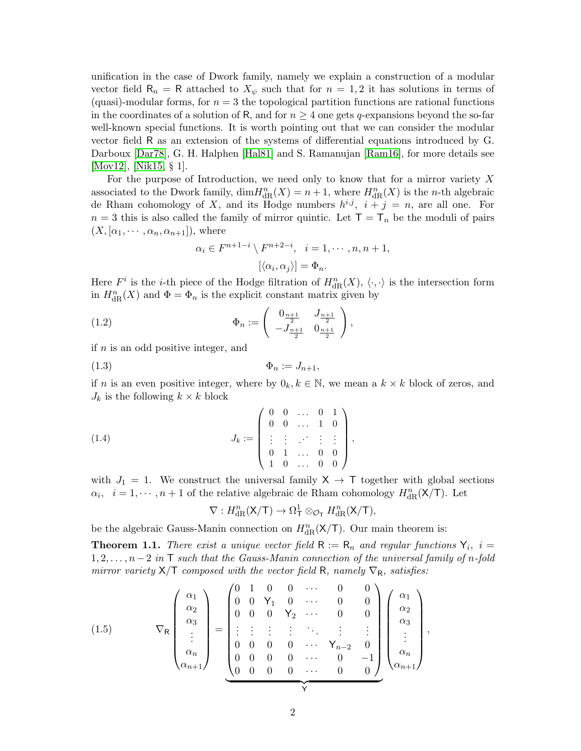unification in the case of Dwork family, namely we explain a construction of a modular vector field $\mathsf{R}_n = \mathsf{R}$ attached to $X_\psi$ such that for $n = 1, 2$ it has solutions in terms of (quasi)-modular forms, for $n = 3$ the topological partition functions are rational functions in the coordinates of a solution of $\mathsf{R}$, and for $n \geq 4$ one gets $q$-expansions beyond the so-far well-known special functions. It is worth pointing out that we can consider the modular vector field $\mathsf{R}$ as an extension of the systems of differential equations introduced by G. Darboux [Dar78], G. H. Halphen [Hal81] and S. Ramanujan [Ram16], for more details see [Mov12], [Nik15, § 1].

For the purpose of Introduction, we need only to know that for a mirror variety $X$ associated to the Dwork family, $\dim H^n_{\rm dR}(X) = n+1$, where $H^n_{\rm dR}(X)$ is the $n$-th algebraic de Rham cohomology of $X$, and its Hodge numbers $h^{i,j},\ i+j=n$, are all one. For $n=3$ this is also called the family of mirror quintic. Let $\mathsf{T} = \mathsf{T}_n$ be the moduli of pairs $(X, [\alpha_1, \cdots, \alpha_n, \alpha_{n+1}])$, where

$$\alpha_i \in F^{n+1-i} \setminus F^{n+2-i}, \quad i = 1, \cdots, n, n+1,$$
$$[\langle \alpha_i, \alpha_j \rangle] = \Phi_n.$$

Here $F^i$ is the $i$-th piece of the Hodge filtration of $H^n_{\rm dR}(X)$, $\langle \cdot, \cdot \rangle$ is the intersection form in $H^n_{\rm dR}(X)$ and $\Phi = \Phi_n$ is the explicit constant matrix given by

$$\Phi_n := \begin{pmatrix} 0_{\frac{n+1}{2}} & J_{\frac{n+1}{2}} \\ -J_{\frac{n+1}{2}} & 0_{\frac{n+1}{2}} \end{pmatrix}, \tag{1.2}$$

if $n$ is an odd positive integer, and

$$\Phi_n := J_{n+1}, \tag{1.3}$$

if $n$ is an even positive integer, where by $0_k, k \in \mathbb{N}$, we mean a $k \times k$ block of zeros, and $J_k$ is the following $k \times k$ block

$$J_k := \begin{pmatrix} 0 & 0 & \dots & 0 & 1 \\ 0 & 0 & \dots & 1 & 0 \\ \vdots & \vdots & ⋰ & \vdots & \vdots \\ 0 & 1 & \dots & 0 & 0 \\ 1 & 0 & \dots & 0 & 0 \end{pmatrix}, \tag{1.4}$$

with $J_1 = 1$. We construct the universal family $\mathsf{X} \to \mathsf{T}$ together with global sections $\alpha_i,\ i = 1, \cdots, n+1$ of the relative algebraic de Rham cohomology $H^n_{\rm dR}(\mathsf{X}/\mathsf{T})$. Let

$$\nabla : H^n_{\rm dR}(\mathsf{X}/\mathsf{T}) \to \Omega^1_{\mathsf{T}} \otimes_{\mathcal{O}_{\mathsf{T}}} H^n_{\rm dR}(\mathsf{X}/\mathsf{T}),$$

be the algebraic Gauss-Manin connection on $H^n_{\rm dR}(\mathsf{X}/\mathsf{T})$. Our main theorem is:

**Theorem 1.1.** *There exist a unique vector field $\mathsf{R} := \mathsf{R}_n$ and regular functions $\mathsf{Y}_i,\ i = 1, 2, \dots, n-2$ in $\mathsf{T}$ such that the Gauss-Manin connection of the universal family of $n$-fold mirror variety $\mathsf{X}/\mathsf{T}$ composed with the vector field $\mathsf{R}$, namely $\nabla_{\mathsf{R}}$, satisfies:*

$$\nabla_{\mathsf{R}} \begin{pmatrix} \alpha_1 \\ \alpha_2 \\ \alpha_3 \\ \vdots \\ \alpha_n \\ \alpha_{n+1} \end{pmatrix} = \underbrace{\begin{pmatrix} 0 & 1 & 0 & 0 & \cdots & 0 & 0 \\ 0 & 0 & \mathsf{Y}_1 & 0 & \cdots & 0 & 0 \\ 0 & 0 & 0 & \mathsf{Y}_2 & \cdots & 0 & 0 \\ \vdots & \vdots & \vdots & \vdots & \ddots & \vdots & \vdots \\ 0 & 0 & 0 & 0 & \cdots & \mathsf{Y}_{n-2} & 0 \\ 0 & 0 & 0 & 0 & \cdots & 0 & -1 \\ 0 & 0 & 0 & 0 & \cdots & 0 & 0 \end{pmatrix}}_{\mathsf{Y}} \begin{pmatrix} \alpha_1 \\ \alpha_2 \\ \alpha_3 \\ \vdots \\ \alpha_n \\ \alpha_{n+1} \end{pmatrix}, \tag{1.5}$$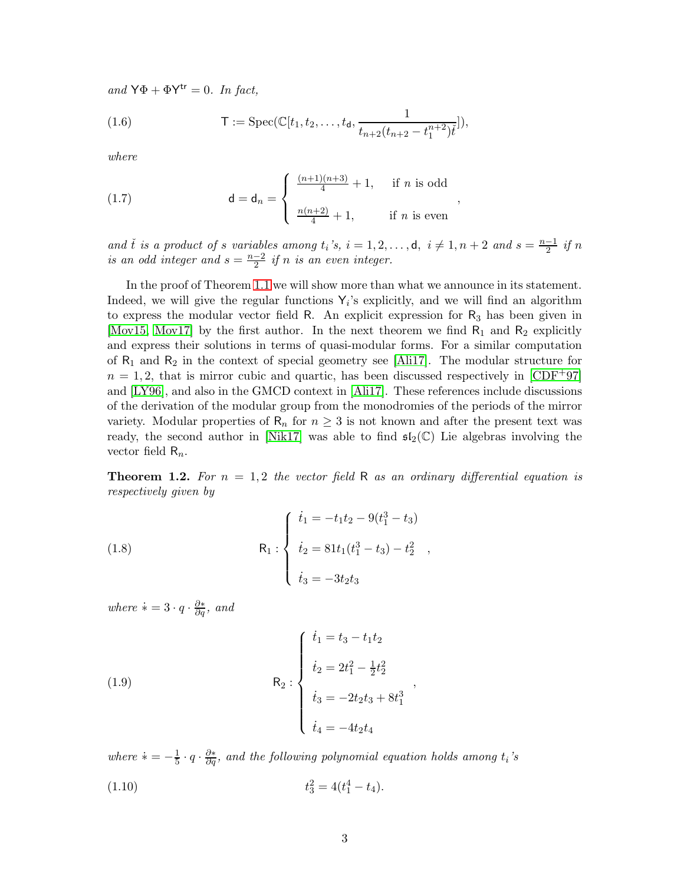*and* $\mathsf{Y}\Phi + \Phi\mathsf{Y}^{\mathsf{tr}} = 0$*. In fact,*

$$
\mathsf{T} := \mathrm{Spec}(\mathbb{C}[t_1, t_2, \ldots, t_{\mathsf{d}}, \frac{1}{t_{n+2}(t_{n+2} - t_1^{n+2})\check{t}}]), \tag{1.6}
$$

*where*

$$
\mathsf{d} = \mathsf{d}_n = \begin{cases} \frac{(n+1)(n+3)}{4} + 1, & \text{if } n \text{ is odd} \\ \frac{n(n+2)}{4} + 1, & \text{if } n \text{ is even} \end{cases}, \tag{1.7}
$$

*and* $\check{t}$ *is a product of* $s$ *variables among* $t_i$*'s,* $i = 1, 2, \ldots, \mathsf{d}$*,* $i \neq 1, n+2$ *and* $s = \frac{n-1}{2}$ *if* $n$ *is an odd integer and* $s = \frac{n-2}{2}$ *if* $n$ *is an even integer.*

In the proof of Theorem 1.1 we will show more than what we announce in its statement. Indeed, we will give the regular functions $\mathsf{Y}_i$'s explicitly, and we will find an algorithm to express the modular vector field $\mathsf{R}$. An explicit expression for $\mathsf{R}_3$ has been given in [Mov15, Mov17] by the first author. In the next theorem we find $\mathsf{R}_1$ and $\mathsf{R}_2$ explicitly and express their solutions in terms of quasi-modular forms. For a similar computation of $\mathsf{R}_1$ and $\mathsf{R}_2$ in the context of special geometry see [Ali17]. The modular structure for $n = 1, 2$, that is mirror cubic and quartic, has been discussed respectively in [CDF+97] and [LY96], and also in the GMCD context in [Ali17]. These references include discussions of the derivation of the modular group from the monodromies of the periods of the mirror variety. Modular properties of $\mathsf{R}_n$ for $n \geq 3$ is not known and after the present text was ready, the second author in [Nik17] was able to find $\mathfrak{sl}_2(\mathbb{C})$ Lie algebras involving the vector field $\mathsf{R}_n$.

**Theorem 1.2.** *For* $n = 1, 2$ *the vector field* $\mathsf{R}$ *as an ordinary differential equation is respectively given by*

$$
\mathsf{R}_1 : \begin{cases} \dot{t}_1 = -t_1 t_2 - 9(t_1^3 - t_3) \\ \dot{t}_2 = 81 t_1 (t_1^3 - t_3) - t_2^2 \\ \dot{t}_3 = -3 t_2 t_3 \end{cases}, \tag{1.8}
$$

*where* $\dot{*} = 3 \cdot q \cdot \frac{\partial *}{\partial q}$*, and*

$$
\mathsf{R}_2 : \begin{cases} \dot{t}_1 = t_3 - t_1 t_2 \\ \dot{t}_2 = 2t_1^2 - \frac{1}{2} t_2^2 \\ \dot{t}_3 = -2 t_2 t_3 + 8 t_1^3 \\ \dot{t}_4 = -4 t_2 t_4 \end{cases}, \tag{1.9}
$$

*where* $\dot{*} = -\frac{1}{5} \cdot q \cdot \frac{\partial *}{\partial q}$*, and the following polynomial equation holds among* $t_i$*'s*

$$
t_3^2 = 4(t_1^4 - t_4). \tag{1.10}
$$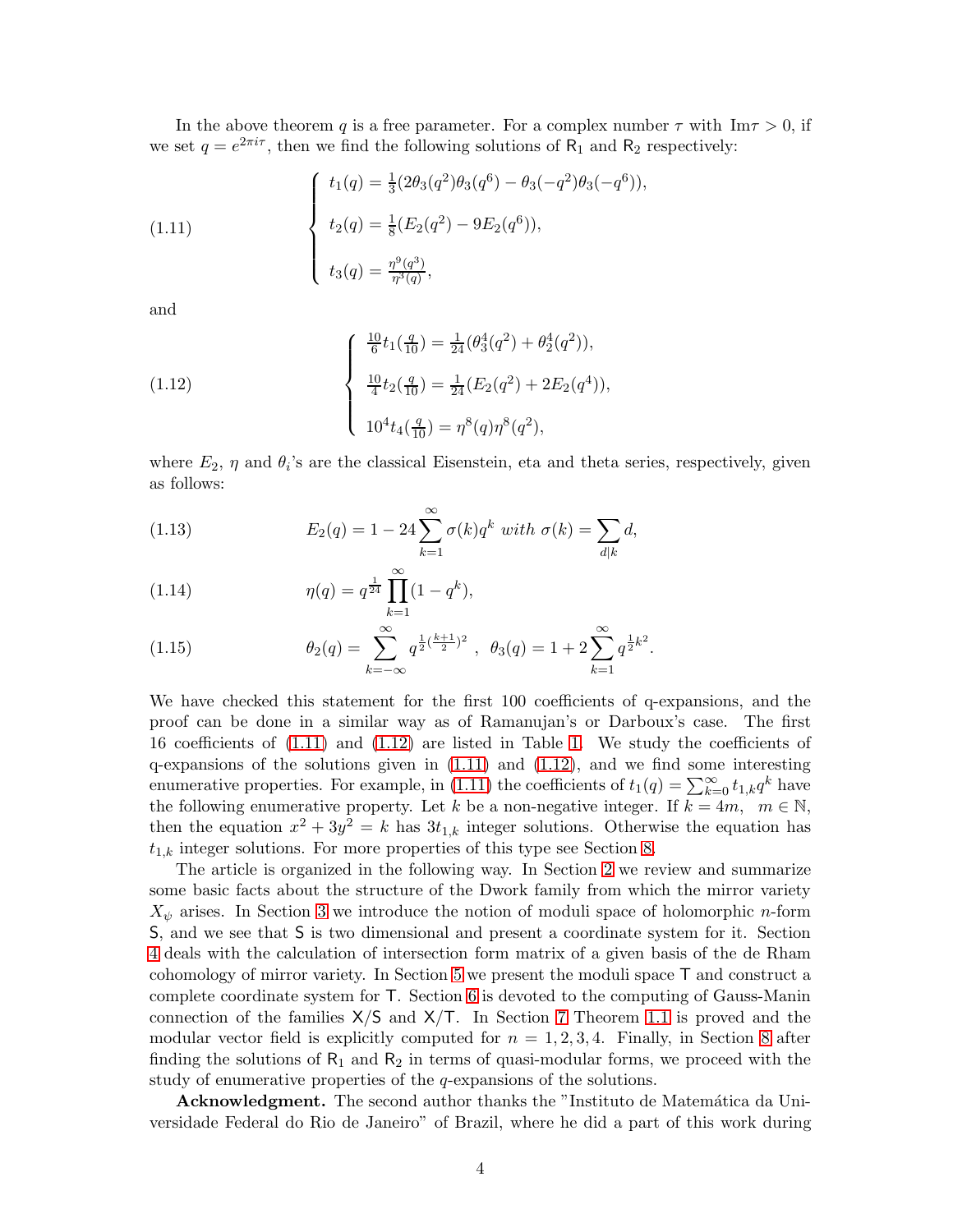In the above theorem $q$ is a free parameter. For a complex number $\tau$ with $\mathrm{Im}\tau > 0$, if we set $q = e^{2\pi i\tau}$, then we find the following solutions of $\mathsf{R}_1$ and $\mathsf{R}_2$ respectively:

$$
\begin{cases}
t_1(q) = \frac{1}{3}(2\theta_3(q^2)\theta_3(q^6) - \theta_3(-q^2)\theta_3(-q^6)), \\
t_2(q) = \frac{1}{8}(E_2(q^2) - 9E_2(q^6)), \\
t_3(q) = \frac{\eta^9(q^3)}{\eta^3(q)},
\end{cases}
\tag{1.11}
$$

and

$$
\begin{cases}
\frac{10}{6}t_1(\frac{q}{10}) = \frac{1}{24}(\theta_3^4(q^2) + \theta_2^4(q^2)), \\
\frac{10}{4}t_2(\frac{q}{10}) = \frac{1}{24}(E_2(q^2) + 2E_2(q^4)), \\
10^4 t_4(\frac{q}{10}) = \eta^8(q)\eta^8(q^2),
\end{cases}
\tag{1.12}
$$

where $E_2$, $\eta$ and $\theta_i$'s are the classical Eisenstein, eta and theta series, respectively, given as follows:

$$
E_2(q) = 1 - 24\sum_{k=1}^{\infty}\sigma(k)q^k \text{ with } \sigma(k) = \sum_{d|k} d, \tag{1.13}
$$

$$
\eta(q) = q^{\frac{1}{24}}\prod_{k=1}^{\infty}(1-q^k), \tag{1.14}
$$

$$
\theta_2(q) = \sum_{k=-\infty}^{\infty} q^{\frac{1}{2}(\frac{k+1}{2})^2}\ ,\ \ \theta_3(q) = 1 + 2\sum_{k=1}^{\infty} q^{\frac{1}{2}k^2}. \tag{1.15}
$$

We have checked this statement for the first 100 coefficients of q-expansions, and the proof can be done in a similar way as of Ramanujan's or Darboux's case. The first 16 coefficients of (1.11) and (1.12) are listed in Table 1. We study the coefficients of q-expansions of the solutions given in (1.11) and (1.12), and we find some interesting enumerative properties. For example, in (1.11) the coefficients of $t_1(q) = \sum_{k=0}^{\infty} t_{1,k}q^k$ have the following enumerative property. Let $k$ be a non-negative integer. If $k = 4m,\ \ m \in \mathbb{N}$, then the equation $x^2 + 3y^2 = k$ has $3t_{1,k}$ integer solutions. Otherwise the equation has $t_{1,k}$ integer solutions. For more properties of this type see Section 8.

The article is organized in the following way. In Section 2 we review and summarize some basic facts about the structure of the Dwork family from which the mirror variety $X_\psi$ arises. In Section 3 we introduce the notion of moduli space of holomorphic $n$-form $\mathsf{S}$, and we see that $\mathsf{S}$ is two dimensional and present a coordinate system for it. Section 4 deals with the calculation of intersection form matrix of a given basis of the de Rham cohomology of mirror variety. In Section 5 we present the moduli space $\mathsf{T}$ and construct a complete coordinate system for $\mathsf{T}$. Section 6 is devoted to the computing of Gauss-Manin connection of the families $\mathsf{X}/\mathsf{S}$ and $\mathsf{X}/\mathsf{T}$. In Section 7 Theorem 1.1 is proved and the modular vector field is explicitly computed for $n = 1, 2, 3, 4$. Finally, in Section 8 after finding the solutions of $\mathsf{R}_1$ and $\mathsf{R}_2$ in terms of quasi-modular forms, we proceed with the study of enumerative properties of the $q$-expansions of the solutions.

**Acknowledgment.** The second author thanks the "Instituto de Matemática da Universidade Federal do Rio de Janeiro" of Brazil, where he did a part of this work during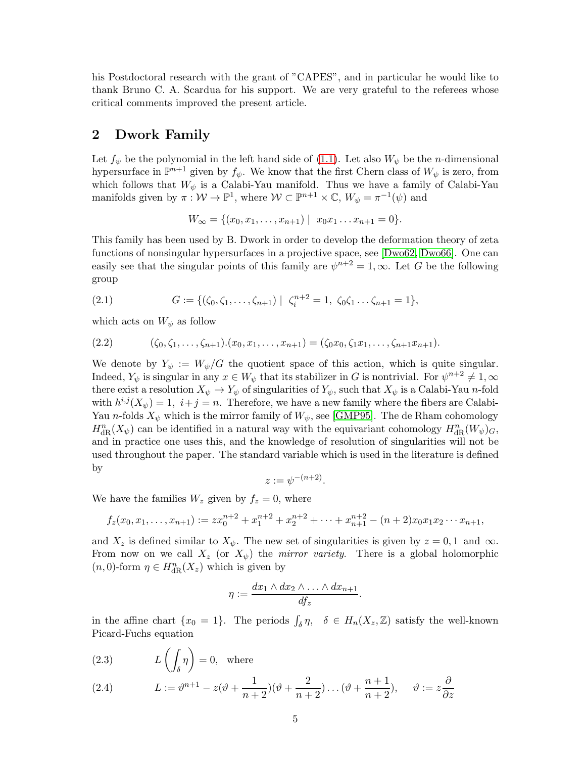his Postdoctoral research with the grant of "CAPES", and in particular he would like to thank Bruno C. A. Scardua for his support. We are very grateful to the referees whose critical comments improved the present article.

## 2 Dwork Family

Let $f_\psi$ be the polynomial in the left hand side of (1.1). Let also $W_\psi$ be the $n$-dimensional hypersurface in $\mathbb{P}^{n+1}$ given by $f_\psi$. We know that the first Chern class of $W_\psi$ is zero, from which follows that $W_\psi$ is a Calabi-Yau manifold. Thus we have a family of Calabi-Yau manifolds given by $\pi : \mathcal{W} \to \mathbb{P}^1$, where $\mathcal{W} \subset \mathbb{P}^{n+1} \times \mathbb{C}$, $W_\psi = \pi^{-1}(\psi)$ and

$$W_\infty = \{(x_0, x_1, \dots, x_{n+1}) \mid \ x_0 x_1 \dots x_{n+1} = 0\}.$$

This family has been used by B. Dwork in order to develop the deformation theory of zeta functions of nonsingular hypersurfaces in a projective space, see [Dwo62, Dwo66]. One can easily see that the singular points of this family are $\psi^{n+2} = 1, \infty$. Let $G$ be the following group

$$G := \{(\zeta_0, \zeta_1, \dots, \zeta_{n+1}) \mid \ \zeta_i^{n+2} = 1, \ \zeta_0 \zeta_1 \dots \zeta_{n+1} = 1\}, \tag{2.1}$$

which acts on $W_\psi$ as follow

$$(\zeta_0, \zeta_1, \dots, \zeta_{n+1}).(x_0, x_1, \dots, x_{n+1}) = (\zeta_0 x_0, \zeta_1 x_1, \dots, \zeta_{n+1} x_{n+1}). \tag{2.2}$$

We denote by $Y_\psi := W_\psi / G$ the quotient space of this action, which is quite singular. Indeed, $Y_\psi$ is singular in any $x \in W_\psi$ that its stabilizer in $G$ is nontrivial. For $\psi^{n+2} \neq 1, \infty$ there exist a resolution $X_\psi \to Y_\psi$ of singularities of $Y_\psi$, such that $X_\psi$ is a Calabi-Yau $n$-fold with $h^{i,j}(X_\psi) = 1, \ i + j = n$. Therefore, we have a new family where the fibers are Calabi-Yau $n$-folds $X_\psi$ which is the mirror family of $W_\psi$, see [GMP95]. The de Rham cohomology $H^n_{\rm dR}(X_\psi)$ can be identified in a natural way with the equivariant cohomology $H^n_{\rm dR}(W_\psi)_G$, and in practice one uses this, and the knowledge of resolution of singularities will not be used throughout the paper. The standard variable which is used in the literature is defined by

$$z := \psi^{-(n+2)}.$$

We have the families $W_z$ given by $f_z = 0$, where

$$f_z(x_0, x_1, \dots, x_{n+1}) := z x_0^{n+2} + x_1^{n+2} + x_2^{n+2} + \dots + x_{n+1}^{n+2} - (n+2) x_0 x_1 x_2 \cdots x_{n+1},$$

and $X_z$ is defined similar to $X_\psi$. The new set of singularities is given by $z = 0, 1$ and $\infty$. From now on we call $X_z$ (or $X_\psi$) the *mirror variety*. There is a global holomorphic $(n, 0)$-form $\eta \in H^n_{\rm dR}(X_z)$ which is given by

$$\eta := \frac{dx_1 \wedge dx_2 \wedge \dots \wedge dx_{n+1}}{df_z}.$$

in the affine chart $\{x_0 = 1\}$. The periods $\int_\delta \eta, \quad \delta \in H_n(X_z, \mathbb{Z})$ satisfy the well-known Picard-Fuchs equation

$$L \left( \int_\delta \eta \right) = 0, \quad \text{where} \tag{2.3}$$

$$L := \vartheta^{n+1} - z(\vartheta + \frac{1}{n+2})(\vartheta + \frac{2}{n+2}) \dots (\vartheta + \frac{n+1}{n+2}), \qquad \vartheta := z \frac{\partial}{\partial z} \tag{2.4}$$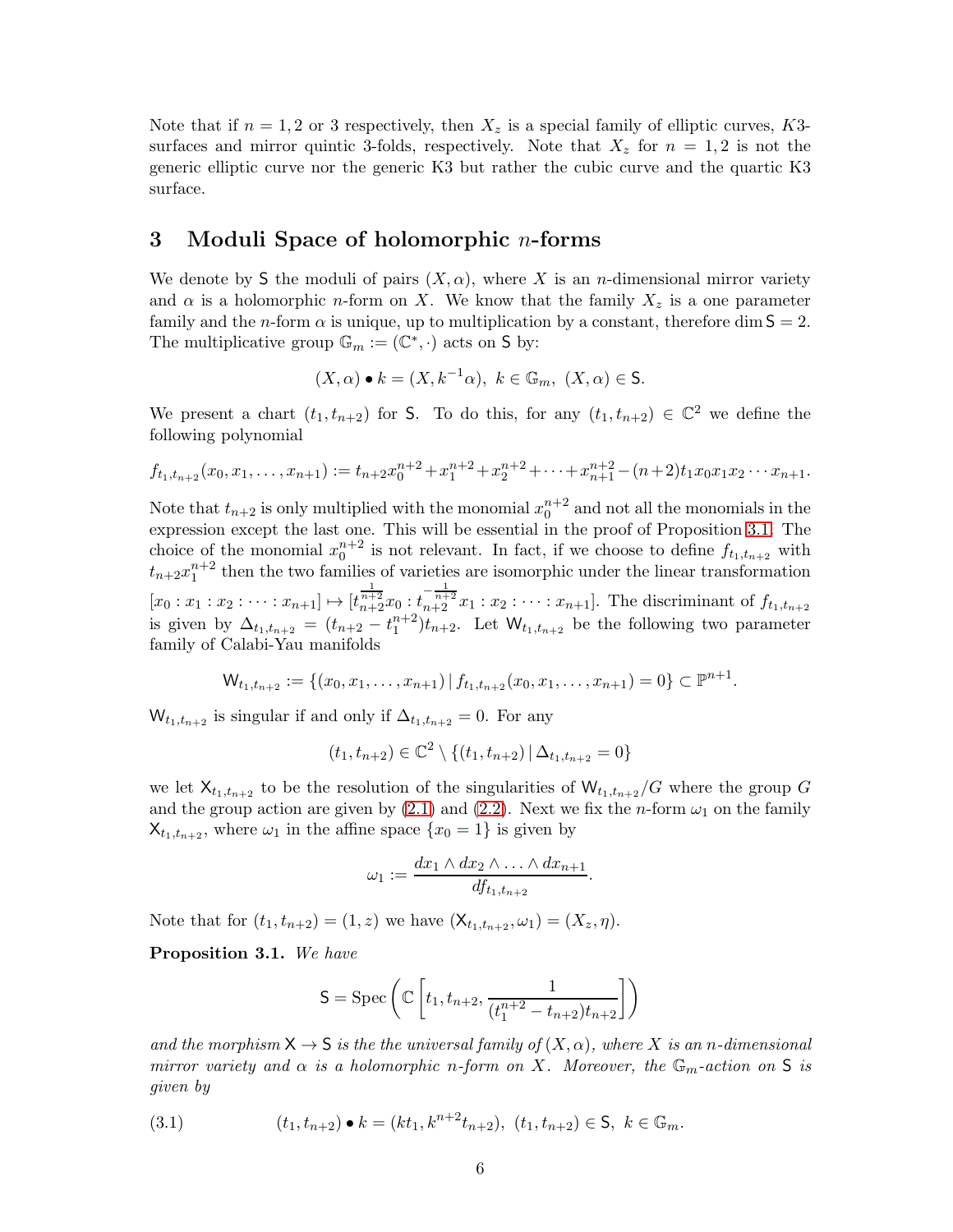Note that if $n = 1, 2$ or $3$ respectively, then $X_z$ is a special family of elliptic curves, $K3$-surfaces and mirror quintic 3-folds, respectively. Note that $X_z$ for $n = 1, 2$ is not the generic elliptic curve nor the generic K3 but rather the cubic curve and the quartic K3 surface.

## 3 Moduli Space of holomorphic $n$-forms

We denote by $\mathsf{S}$ the moduli of pairs $(X, \alpha)$, where $X$ is an $n$-dimensional mirror variety and $\alpha$ is a holomorphic $n$-form on $X$. We know that the family $X_z$ is a one parameter family and the $n$-form $\alpha$ is unique, up to multiplication by a constant, therefore $\dim \mathsf{S} = 2$. The multiplicative group $\mathbb{G}_m := (\mathbb{C}^*, \cdot)$ acts on $\mathsf{S}$ by:

$$(X, \alpha) \bullet k = (X, k^{-1}\alpha), \ k \in \mathbb{G}_m, \ (X, \alpha) \in \mathsf{S}.$$

We present a chart $(t_1, t_{n+2})$ for $\mathsf{S}$. To do this, for any $(t_1, t_{n+2}) \in \mathbb{C}^2$ we define the following polynomial

$$f_{t_1,t_{n+2}}(x_0, x_1, \ldots, x_{n+1}) := t_{n+2}x_0^{n+2} + x_1^{n+2} + x_2^{n+2} + \cdots + x_{n+1}^{n+2} - (n+2)t_1 x_0 x_1 x_2 \cdots x_{n+1}.$$

Note that $t_{n+2}$ is only multiplied with the monomial $x_0^{n+2}$ and not all the monomials in the expression except the last one. This will be essential in the proof of Proposition 3.1. The choice of the monomial $x_0^{n+2}$ is not relevant. In fact, if we choose to define $f_{t_1,t_{n+2}}$ with $t_{n+2}x_1^{n+2}$ then the two families of varieties are isomorphic under the linear transformation $[x_0 : x_1 : x_2 : \cdots : x_{n+1}] \mapsto [t_{n+2}^{\frac{1}{n+2}} x_0 : t_{n+2}^{-\frac{1}{n+2}} x_1 : x_2 : \cdots : x_{n+1}]$. The discriminant of $f_{t_1,t_{n+2}}$ is given by $\Delta_{t_1,t_{n+2}} = (t_{n+2} - t_1^{n+2})t_{n+2}$. Let $\mathsf{W}_{t_1,t_{n+2}}$ be the following two parameter family of Calabi-Yau manifolds

$$\mathsf{W}_{t_1,t_{n+2}} := \{(x_0, x_1, \ldots, x_{n+1}) \,|\, f_{t_1,t_{n+2}}(x_0, x_1, \ldots, x_{n+1}) = 0\} \subset \mathbb{P}^{n+1}.$$

$\mathsf{W}_{t_1,t_{n+2}}$ is singular if and only if $\Delta_{t_1,t_{n+2}} = 0$. For any

$$(t_1, t_{n+2}) \in \mathbb{C}^2 \setminus \{(t_1, t_{n+2}) \,|\, \Delta_{t_1,t_{n+2}} = 0\}$$

we let $\mathsf{X}_{t_1,t_{n+2}}$ to be the resolution of the singularities of $\mathsf{W}_{t_1,t_{n+2}}/G$ where the group $G$ and the group action are given by (2.1) and (2.2). Next we fix the $n$-form $\omega_1$ on the family $\mathsf{X}_{t_1,t_{n+2}}$, where $\omega_1$ in the affine space $\{x_0 = 1\}$ is given by

$$\omega_1 := \frac{dx_1 \wedge dx_2 \wedge \ldots \wedge dx_{n+1}}{df_{t_1,t_{n+2}}}.$$

Note that for $(t_1, t_{n+2}) = (1, z)$ we have $(\mathsf{X}_{t_1,t_{n+2}}, \omega_1) = (X_z, \eta)$.

**Proposition 3.1.** *We have*

$$\mathsf{S} = \mathrm{Spec}\left(\mathbb{C}\left[t_1, t_{n+2}, \frac{1}{(t_1^{n+2} - t_{n+2})t_{n+2}}\right]\right)$$

*and the morphism $\mathsf{X} \to \mathsf{S}$ is the the universal family of $(X, \alpha)$, where $X$ is an $n$-dimensional mirror variety and $\alpha$ is a holomorphic $n$-form on $X$. Moreover, the $\mathbb{G}_m$-action on $\mathsf{S}$ is given by*

$$(t_1, t_{n+2}) \bullet k = (kt_1, k^{n+2}t_{n+2}), \ (t_1, t_{n+2}) \in \mathsf{S}, \ k \in \mathbb{G}_m. \tag{3.1}$$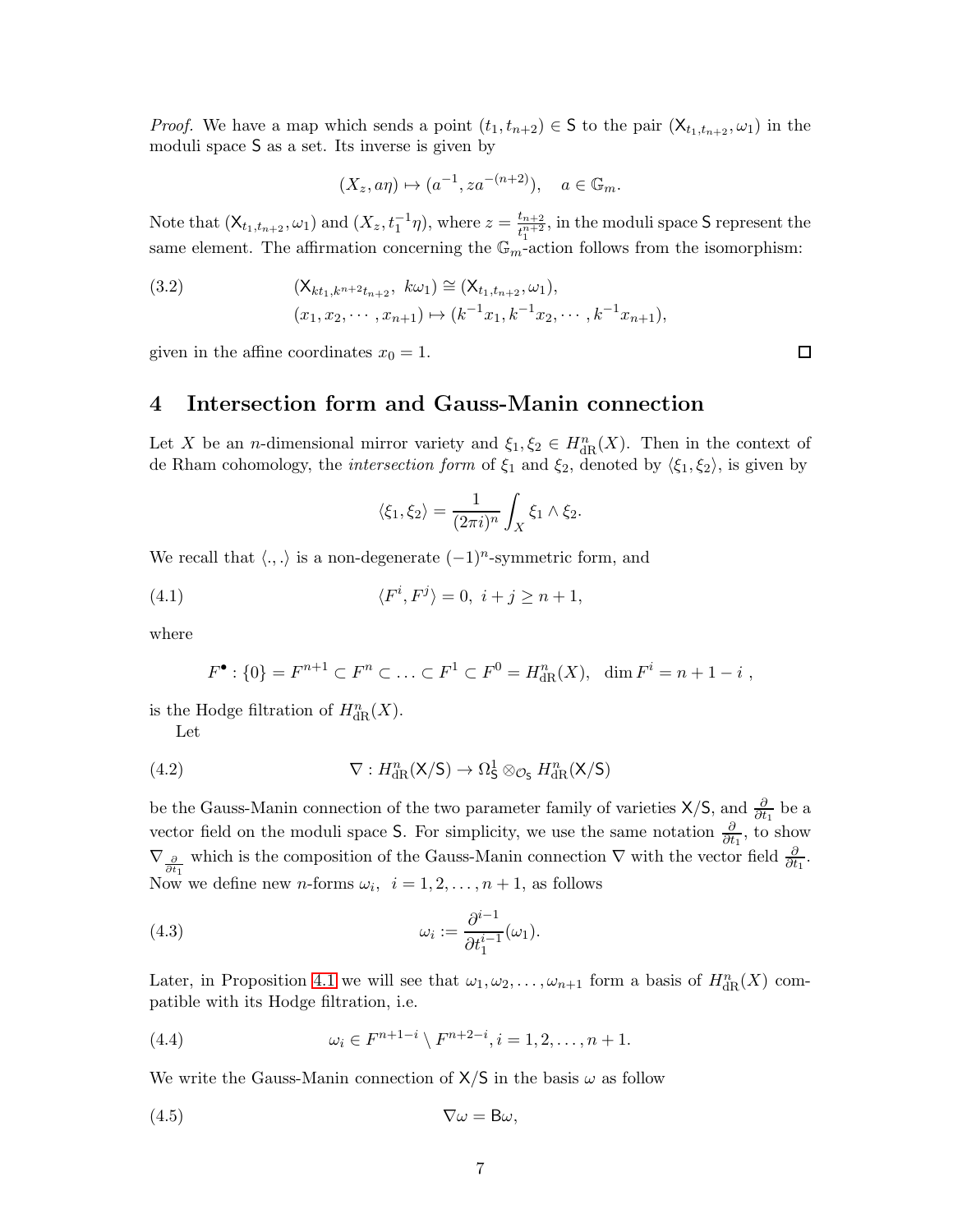*Proof.* We have a map which sends a point $(t_1, t_{n+2}) \in \mathsf{S}$ to the pair $(\mathsf{X}_{t_1,t_{n+2}}, \omega_1)$ in the moduli space $\mathsf{S}$ as a set. Its inverse is given by

$$(X_z, a\eta) \mapsto (a^{-1}, za^{-(n+2)}), \quad a \in \mathbb{G}_m.$$

Note that $(\mathsf{X}_{t_1,t_{n+2}}, \omega_1)$ and $(X_z, t_1^{-1}\eta)$, where $z = \frac{t_{n+2}}{t_1^{n+2}}$, in the moduli space $\mathsf{S}$ represent the same element. The affirmation concerning the $\mathbb{G}_m$-action follows from the isomorphism:

$$
\begin{aligned}
(3.2) \qquad & (\mathsf{X}_{kt_1,k^{n+2}t_{n+2}},\ k\omega_1) \cong (\mathsf{X}_{t_1,t_{n+2}}, \omega_1), \\
& (x_1, x_2, \cdots, x_{n+1}) \mapsto (k^{-1}x_1, k^{-1}x_2, \cdots, k^{-1}x_{n+1}),
\end{aligned}
$$

given in the affine coordinates $x_0 = 1$. □

# 4 Intersection form and Gauss-Manin connection

Let $X$ be an $n$-dimensional mirror variety and $\xi_1, \xi_2 \in H^n_{\mathrm{dR}}(X)$. Then in the context of de Rham cohomology, the *intersection form* of $\xi_1$ and $\xi_2$, denoted by $\langle \xi_1, \xi_2 \rangle$, is given by

$$\langle \xi_1, \xi_2 \rangle = \frac{1}{(2\pi i)^n} \int_X \xi_1 \wedge \xi_2.$$

We recall that $\langle .,. \rangle$ is a non-degenerate $(-1)^n$-symmetric form, and

$$\langle F^i, F^j \rangle = 0, \ i + j \geq n+1, \tag{4.1}$$

where

$$F^\bullet : \{0\} = F^{n+1} \subset F^n \subset \ldots \subset F^1 \subset F^0 = H^n_{\mathrm{dR}}(X), \ \ \dim F^i = n+1-i \ ,$$

is the Hodge filtration of $H^n_{\mathrm{dR}}(X)$.

Let

$$\nabla : H^n_{\mathrm{dR}}(\mathsf{X}/\mathsf{S}) \to \Omega^1_{\mathsf{S}} \otimes_{\mathcal{O}_{\mathsf{S}}} H^n_{\mathrm{dR}}(\mathsf{X}/\mathsf{S}) \tag{4.2}$$

be the Gauss-Manin connection of the two parameter family of varieties $\mathsf{X}/\mathsf{S}$, and $\frac{\partial}{\partial t_1}$ be a vector field on the moduli space $\mathsf{S}$. For simplicity, we use the same notation $\frac{\partial}{\partial t_1}$, to show $\nabla_{\frac{\partial}{\partial t_1}}$ which is the composition of the Gauss-Manin connection $\nabla$ with the vector field $\frac{\partial}{\partial t_1}$. Now we define new $n$-forms $\omega_i, \ i = 1, 2, \ldots, n+1$, as follows

$$\omega_i := \frac{\partial^{i-1}}{\partial t_1^{i-1}}(\omega_1). \tag{4.3}$$

Later, in Proposition 4.1 we will see that $\omega_1, \omega_2, \ldots, \omega_{n+1}$ form a basis of $H^n_{\mathrm{dR}}(X)$ compatible with its Hodge filtration, i.e.

$$\omega_i \in F^{n+1-i} \setminus F^{n+2-i}, i = 1, 2, \ldots, n+1. \tag{4.4}$$

We write the Gauss-Manin connection of $\mathsf{X}/\mathsf{S}$ in the basis $\omega$ as follow

$$\nabla \omega = \mathsf{B}\omega, \tag{4.5}$$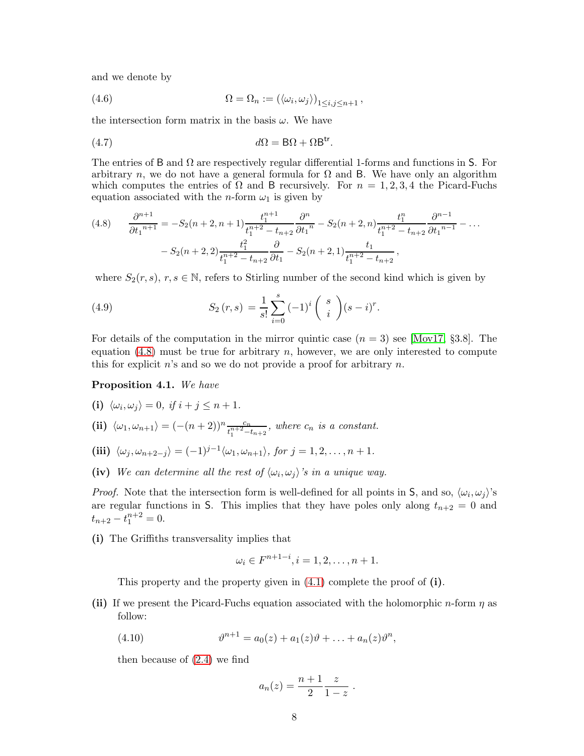and we denote by

$$\Omega = \Omega_n := (\langle \omega_i, \omega_j \rangle)_{1 \le i,j \le n+1}, \tag{4.6}$$

the intersection form matrix in the basis $\omega$. We have

$$d\Omega = \mathsf{B}\Omega + \Omega\mathsf{B}^{\mathsf{tr}}. \tag{4.7}$$

The entries of $\mathsf{B}$ and $\Omega$ are respectively regular differential 1-forms and functions in $\mathsf{S}$. For arbitrary $n$, we do not have a general formula for $\Omega$ and $\mathsf{B}$. We have only an algorithm which computes the entries of $\Omega$ and $\mathsf{B}$ recursively. For $n = 1, 2, 3, 4$ the Picard-Fuchs equation associated with the $n$-form $\omega_1$ is given by

$$\begin{aligned}
\frac{\partial^{n+1}}{\partial {t_1}^{n+1}} = &-S_2(n+2, n+1)\frac{t_1^{n+1}}{t_1^{n+2} - t_{n+2}}\frac{\partial^n}{\partial {t_1}^n} - S_2(n+2, n)\frac{t_1^n}{t_1^{n+2} - t_{n+2}}\frac{\partial^{n-1}}{\partial {t_1}^{n-1}} - \ldots \\
&- S_2(n+2, 2)\frac{t_1^2}{t_1^{n+2} - t_{n+2}}\frac{\partial}{\partial t_1} - S_2(n+2, 1)\frac{t_1}{t_1^{n+2} - t_{n+2}},
\end{aligned} \tag{4.8}$$

where $S_2(r, s)$, $r, s \in \mathbb{N}$, refers to Stirling number of the second kind which is given by

$$S_2(r, s) = \frac{1}{s!}\sum_{i=0}^{s} (-1)^i \binom{s}{i} (s-i)^r. \tag{4.9}$$

For details of the computation in the mirror quintic case ($n = 3$) see [Mov17, §3.8]. The equation (4.8) must be true for arbitrary $n$, however, we are only interested to compute this for explicit $n$'s and so we do not provide a proof for arbitrary $n$.

**Proposition 4.1.** *We have*

- **(i)** $\langle \omega_i, \omega_j \rangle = 0$, *if* $i + j \le n + 1$.
- **(ii)** $\langle \omega_1, \omega_{n+1} \rangle = (-(n+2))^n \frac{c_n}{t_1^{n+2} - t_{n+2}}$, *where* $c_n$ *is a constant.*
- **(iii)** $\langle \omega_j, \omega_{n+2-j} \rangle = (-1)^{j-1}\langle \omega_1, \omega_{n+1} \rangle$, *for* $j = 1, 2, \ldots, n+1$.
- **(iv)** *We can determine all the rest of* $\langle \omega_i, \omega_j \rangle$*'s in a unique way.*

*Proof.* Note that the intersection form is well-defined for all points in $\mathsf{S}$, and so, $\langle \omega_i, \omega_j \rangle$'s are regular functions in $\mathsf{S}$. This implies that they have poles only along $t_{n+2} = 0$ and $t_{n+2} - t_1^{n+2} = 0$.

**(i)** The Griffiths transversality implies that

$$\omega_i \in F^{n+1-i}, i = 1, 2, \ldots, n+1.$$

This property and the property given in (4.1) complete the proof of **(i)**.

**(ii)** If we present the Picard-Fuchs equation associated with the holomorphic $n$-form $\eta$ as follow:

$$\vartheta^{n+1} = a_0(z) + a_1(z)\vartheta + \ldots + a_n(z)\vartheta^n, \tag{4.10}$$

then because of (2.4) we find

$$a_n(z) = \frac{n+1}{2}\frac{z}{1-z}.$$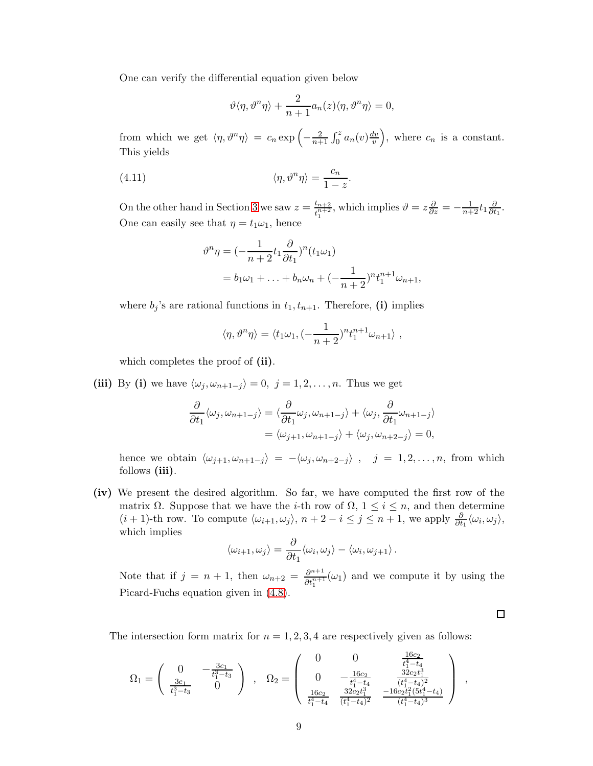One can verify the differential equation given below

$$\vartheta\langle\eta,\vartheta^n\eta\rangle+\frac{2}{n+1}a_n(z)\langle\eta,\vartheta^n\eta\rangle=0,$$

from which we get $\langle\eta,\vartheta^n\eta\rangle = c_n\exp\left(-\frac{2}{n+1}\int_0^z a_n(v)\frac{dv}{v}\right)$, where $c_n$ is a constant. This yields

$$\langle\eta,\vartheta^n\eta\rangle=\frac{c_n}{1-z}. \tag{4.11}$$

On the other hand in Section 3 we saw $z=\frac{t_{n+2}}{t_1^{n+2}}$, which implies $\vartheta=z\frac{\partial}{\partial z}=-\frac{1}{n+2}t_1\frac{\partial}{\partial t_1}$. One can easily see that $\eta=t_1\omega_1$, hence

$$\begin{aligned}\vartheta^n\eta&=(-\frac{1}{n+2}t_1\frac{\partial}{\partial t_1})^n(t_1\omega_1)\\&=b_1\omega_1+\ldots+b_n\omega_n+(-\frac{1}{n+2})^n t_1^{n+1}\omega_{n+1},\end{aligned}$$

where $b_j$'s are rational functions in $t_1,t_{n+1}$. Therefore, **(i)** implies

$$\langle\eta,\vartheta^n\eta\rangle=\langle t_1\omega_1,(-\frac{1}{n+2})^n t_1^{n+1}\omega_{n+1}\rangle\ ,$$

which completes the proof of **(ii)**.

**(iii)** By **(i)** we have $\langle\omega_j,\omega_{n+1-j}\rangle=0,\ j=1,2,\ldots,n$. Thus we get

$$\begin{aligned}\frac{\partial}{\partial t_1}\langle\omega_j,\omega_{n+1-j}\rangle&=\langle\frac{\partial}{\partial t_1}\omega_j,\omega_{n+1-j}\rangle+\langle\omega_j,\frac{\partial}{\partial t_1}\omega_{n+1-j}\rangle\\&=\langle\omega_{j+1},\omega_{n+1-j}\rangle+\langle\omega_j,\omega_{n+2-j}\rangle=0,\end{aligned}$$

hence we obtain $\langle\omega_{j+1},\omega_{n+1-j}\rangle=-\langle\omega_j,\omega_{n+2-j}\rangle$ , $j=1,2,\ldots,n$, from which follows **(iii)**.

**(iv)** We present the desired algorithm. So far, we have computed the first row of the matrix $\Omega$. Suppose that we have the $i$-th row of $\Omega$, $1\le i\le n$, and then determine $(i+1)$-th row. To compute $\langle\omega_{i+1},\omega_j\rangle$, $n+2-i\le j\le n+1$, we apply $\frac{\partial}{\partial t_1}\langle\omega_i,\omega_j\rangle$, which implies

$$\langle\omega_{i+1},\omega_j\rangle=\frac{\partial}{\partial t_1}\langle\omega_i,\omega_j\rangle-\langle\omega_i,\omega_{j+1}\rangle\,.$$

Note that if $j=n+1$, then $\omega_{n+2}=\frac{\partial^{n+1}}{\partial t_1^{n+1}}(\omega_1)$ and we compute it by using the Picard-Fuchs equation given in (4.8).

□

The intersection form matrix for $n=1,2,3,4$ are respectively given as follows:

$$\Omega_1=\begin{pmatrix}0&-\frac{3c_1}{t_1^3-t_3}\\ \frac{3c_1}{t_1^3-t_3}&0\end{pmatrix}\ ,\quad \Omega_2=\begin{pmatrix}0&0&\frac{16c_2}{t_1^4-t_4}\\ 0&-\frac{16c_2}{t_1^4-t_4}&\frac{32c_2t_1^3}{(t_1^4-t_4)^2}\\ \frac{16c_2}{t_1^4-t_4}&\frac{32c_2t_1^3}{(t_1^4-t_4)^2}&\frac{-16c_2t_1^2(5t_1^4-t_4)}{(t_1^4-t_4)^3}\end{pmatrix}\ ,$$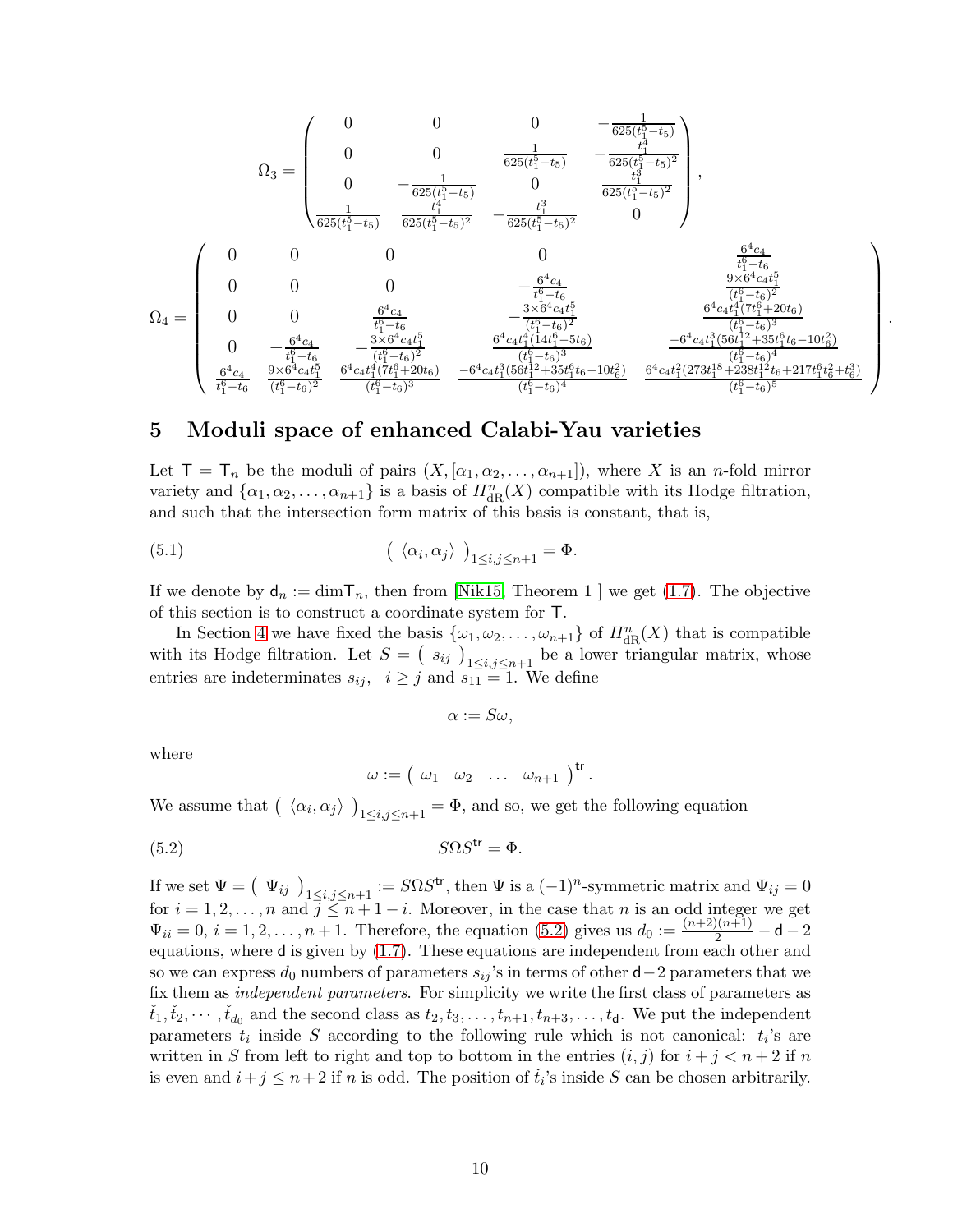$$
\Omega_3 = \begin{pmatrix}
0 & 0 & 0 & -\frac{1}{625(t_1^5-t_5)} \\
0 & 0 & \frac{1}{625(t_1^5-t_5)} & -\frac{t_1^4}{625(t_1^5-t_5)^2} \\
0 & -\frac{1}{625(t_1^5-t_5)} & 0 & \frac{t_1^3}{625(t_1^5-t_5)^2} \\
\frac{1}{625(t_1^5-t_5)} & \frac{t_1^4}{625(t_1^5-t_5)^2} & -\frac{t_1^3}{625(t_1^5-t_5)^2} & 0
\end{pmatrix},
$$

$$
\Omega_4 = \begin{pmatrix}
0 & 0 & 0 & 0 & \frac{6^4c_4}{t_1^6-t_6} \\
0 & 0 & 0 & -\frac{6^4c_4}{t_1^6-t_6} & \frac{9\times 6^4c_4t_1^5}{(t_1^6-t_6)^2} \\
0 & 0 & \frac{6^4c_4}{t_1^6-t_6} & -\frac{3\times 6^4c_4t_1^5}{(t_1^6-t_6)^2} & \frac{6^4c_4t_1^4(7t_1^6+20t_6)}{(t_1^6-t_6)^3} \\
0 & -\frac{6^4c_4}{t_1^6-t_6} & -\frac{3\times 6^4c_4t_1^5}{(t_1^6-t_6)^2} & \frac{6^4c_4t_1^4(14t_1^6-5t_6)}{(t_1^6-t_6)^3} & \frac{-6^4c_4t_1^3(56t_1^{12}+35t_1^6t_6-10t_6^2)}{(t_1^6-t_6)^4} \\
\frac{6^4c_4}{t_1^6-t_6} & \frac{9\times 6^4c_4t_1^5}{(t_1^6-t_6)^2} & \frac{6^4c_4t_1^4(7t_1^6+20t_6)}{(t_1^6-t_6)^3} & \frac{-6^4c_4t_1^3(56t_1^{12}+35t_1^6t_6-10t_6^2)}{(t_1^6-t_6)^4} & \frac{6^4c_4t_1^2(273t_1^{18}+238t_1^{12}t_6+217t_1^6t_6^2+t_6^3)}{(t_1^6-t_6)^5}
\end{pmatrix}.
$$

## 5 Moduli space of enhanced Calabi-Yau varieties

Let $\mathsf{T} = \mathsf{T}_n$ be the moduli of pairs $(X, [\alpha_1, \alpha_2, \ldots, \alpha_{n+1}])$, where $X$ is an $n$-fold mirror variety and $\{\alpha_1, \alpha_2, \ldots, \alpha_{n+1}\}$ is a basis of $H^n_{\rm dR}(X)$ compatible with its Hodge filtration, and such that the intersection form matrix of this basis is constant, that is,

$$
\left( \ \langle \alpha_i, \alpha_j \rangle \ \right)_{1\leq i,j\leq n+1} = \Phi. \tag{5.1}
$$

If we denote by $\mathsf{d}_n := \dim \mathsf{T}_n$, then from [Nik15, Theorem 1 ] we get (1.7). The objective of this section is to construct a coordinate system for $\mathsf{T}$.

In Section 4 we have fixed the basis $\{\omega_1, \omega_2, \ldots, \omega_{n+1}\}$ of $H^n_{\rm dR}(X)$ that is compatible with its Hodge filtration. Let $S = \left( \ s_{ij} \ \right)_{1\leq i,j\leq n+1}$ be a lower triangular matrix, whose entries are indeterminates $s_{ij}, \ \ i \geq j$ and $s_{11} = 1$. We define

$$
\alpha := S\omega,
$$

where

$$
\omega := \left( \ \omega_1 \quad \omega_2 \quad \ldots \quad \omega_{n+1} \ \right)^{\mathsf{tr}}.
$$

We assume that $\left( \ \langle \alpha_i, \alpha_j \rangle \ \right)_{1\leq i,j\leq n+1} = \Phi$, and so, we get the following equation

$$
S\Omega S^{\mathsf{tr}} = \Phi. \tag{5.2}
$$

If we set $\Psi = \left( \ \Psi_{ij} \ \right)_{1\leq i,j\leq n+1} := S\Omega S^{\mathsf{tr}}$, then $\Psi$ is a $(-1)^n$-symmetric matrix and $\Psi_{ij} = 0$ for $i = 1, 2, \ldots, n$ and $j \leq n+1-i$. Moreover, in the case that $n$ is an odd integer we get $\Psi_{ii} = 0$, $i = 1, 2, \ldots, n+1$. Therefore, the equation (5.2) gives us $d_0 := \frac{(n+2)(n+1)}{2} - \mathsf{d} - 2$ equations, where $\mathsf{d}$ is given by (1.7). These equations are independent from each other and so we can express $d_0$ numbers of parameters $s_{ij}$'s in terms of other $\mathsf{d}-2$ parameters that we fix them as *independent parameters*. For simplicity we write the first class of parameters as $\check{t}_1, \check{t}_2, \cdots, \check{t}_{d_0}$ and the second class as $t_2, t_3, \ldots, t_{n+1}, t_{n+3}, \ldots, t_{\mathsf{d}}$. We put the independent parameters $t_i$ inside $S$ according to the following rule which is not canonical: $t_i$'s are written in $S$ from left to right and top to bottom in the entries $(i, j)$ for $i + j < n + 2$ if $n$ is even and $i + j \leq n + 2$ if $n$ is odd. The position of $\check{t}_i$'s inside $S$ can be chosen arbitrarily.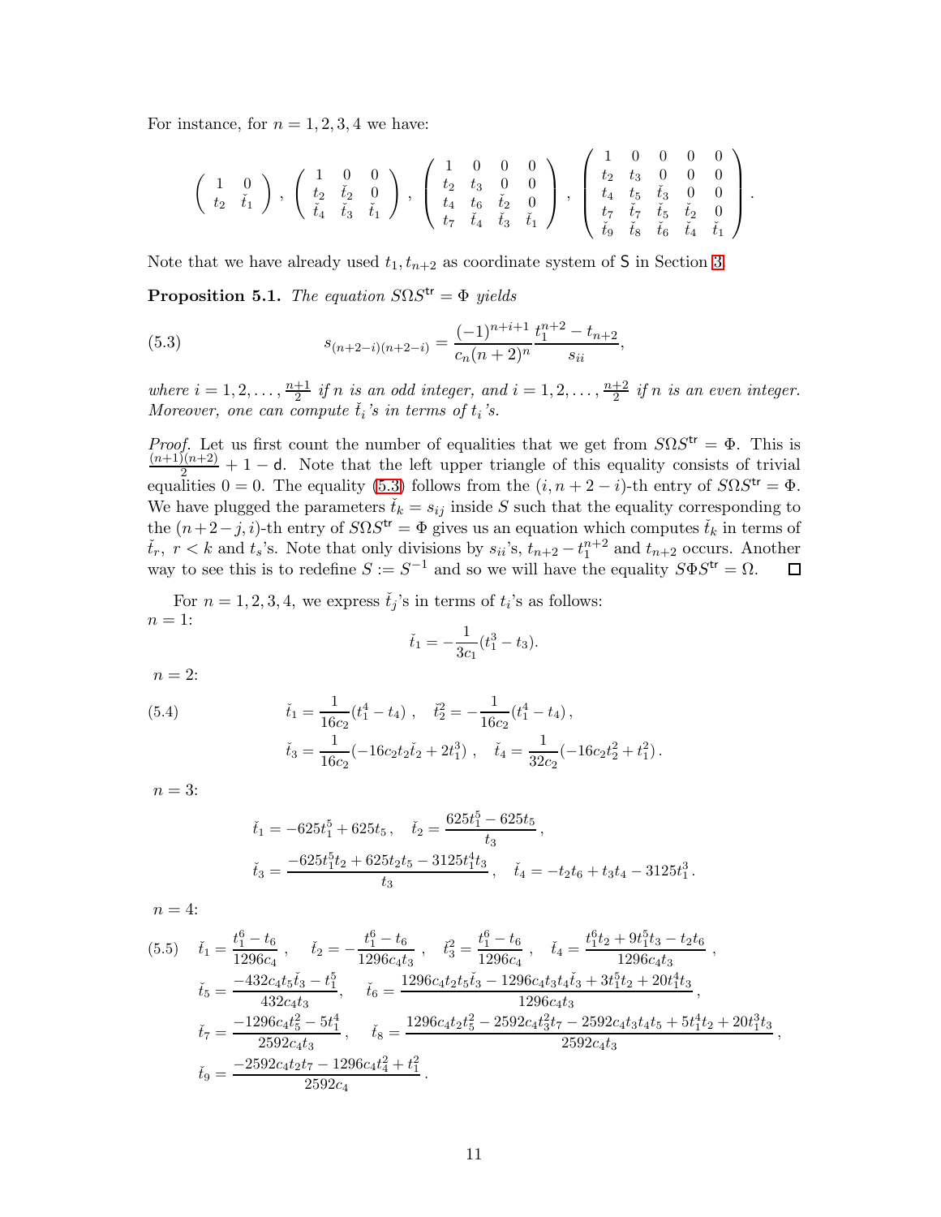For instance, for $n = 1, 2, 3, 4$ we have:

$$
\begin{pmatrix} 1 & 0 \\ t_2 & \check{t}_1 \end{pmatrix}, \quad \begin{pmatrix} 1 & 0 & 0 \\ t_2 & \check{t}_2 & 0 \\ \check{t}_4 & \check{t}_3 & \check{t}_1 \end{pmatrix}, \quad \begin{pmatrix} 1 & 0 & 0 & 0 \\ t_2 & t_3 & 0 & 0 \\ t_4 & t_6 & \check{t}_2 & 0 \\ t_7 & \check{t}_4 & \check{t}_3 & \check{t}_1 \end{pmatrix}, \quad \begin{pmatrix} 1 & 0 & 0 & 0 & 0 \\ t_2 & t_3 & 0 & 0 & 0 \\ t_4 & t_5 & \check{t}_3 & 0 & 0 \\ t_7 & \check{t}_7 & \check{t}_5 & \check{t}_2 & 0 \\ \check{t}_9 & \check{t}_8 & \check{t}_6 & \check{t}_4 & \check{t}_1 \end{pmatrix}.
$$

Note that we have already used $t_1, t_{n+2}$ as coordinate system of $\mathsf{S}$ in Section 3.

**Proposition 5.1.** *The equation $S\Omega S^{\mathsf{tr}} = \Phi$ yields*

$$
s_{(n+2-i)(n+2-i)} = \frac{(-1)^{n+i+1}}{c_n(n+2)^n}\frac{t_1^{n+2} - t_{n+2}}{s_{ii}}, \tag{5.3}
$$

*where $i = 1, 2, \ldots, \frac{n+1}{2}$ if $n$ is an odd integer, and $i = 1, 2, \ldots, \frac{n+2}{2}$ if $n$ is an even integer. Moreover, one can compute $\check{t}_i$'s in terms of $t_i$'s.*

*Proof.* Let us first count the number of equalities that we get from $S\Omega S^{\mathsf{tr}} = \Phi$. This is $\frac{(n+1)(n+2)}{2} + 1 - \mathsf{d}$. Note that the left upper triangle of this equality consists of trivial equalities $0 = 0$. The equality (5.3) follows from the $(i, n+2-i)$-th entry of $S\Omega S^{\mathsf{tr}} = \Phi$. We have plugged the parameters $\check{t}_k = s_{ij}$ inside $S$ such that the equality corresponding to the $(n+2-j, i)$-th entry of $S\Omega S^{\mathsf{tr}} = \Phi$ gives us an equation which computes $\check{t}_k$ in terms of $\check{t}_r$, $r < k$ and $t_s$'s. Note that only divisions by $s_{ii}$'s, $t_{n+2} - t_1^{n+2}$ and $t_{n+2}$ occurs. Another way to see this is to redefine $S := S^{-1}$ and so we will have the equality $S\Phi S^{\mathsf{tr}} = \Omega$. $\square$

For $n = 1, 2, 3, 4$, we express $\check{t}_j$'s in terms of $t_i$'s as follows:
$n = 1$:

$$
\check{t}_1 = -\frac{1}{3c_1}(t_1^3 - t_3).
$$

$n = 2$:

$$
\begin{aligned}
&\check{t}_1 = \frac{1}{16c_2}(t_1^4 - t_4), \quad \check{t}_2^2 = -\frac{1}{16c_2}(t_1^4 - t_4), \\
&\check{t}_3 = \frac{1}{16c_2}(-16c_2 t_2 \check{t}_2 + 2t_1^3), \quad \check{t}_4 = \frac{1}{32c_2}(-16c_2 t_2^2 + t_1^2).
\end{aligned} \tag{5.4}
$$

$n = 3$:

$$
\begin{aligned}
&\check{t}_1 = -625t_1^5 + 625t_5, \quad \check{t}_2 = \frac{625t_1^5 - 625t_5}{t_3}, \\
&\check{t}_3 = \frac{-625t_1^5 t_2 + 625t_2 t_5 - 3125t_1^4 t_3}{t_3}, \quad \check{t}_4 = -t_2 t_6 + t_3 t_4 - 3125t_1^3.
\end{aligned}
$$

$n = 4$:

$$
\begin{aligned}
&\check{t}_1 = \frac{t_1^6 - t_6}{1296c_4}, \quad \check{t}_2 = -\frac{t_1^6 - t_6}{1296c_4 t_3}, \quad \check{t}_3^2 = \frac{t_1^6 - t_6}{1296c_4}, \quad \check{t}_4 = \frac{t_1^6 t_2 + 9t_1^5 t_3 - t_2 t_6}{1296c_4 t_3}, \\
&\check{t}_5 = \frac{-432c_4 t_5 \check{t}_3 - t_1^5}{432c_4 t_3}, \quad \check{t}_6 = \frac{1296c_4 t_2 t_5 \check{t}_3 - 1296c_4 t_3 t_4 \check{t}_3 + 3t_1^5 t_2 + 20t_1^4 t_3}{1296c_4 t_3}, \\
&\check{t}_7 = \frac{-1296c_4 t_5^2 - 5t_1^4}{2592c_4 t_3}, \quad \check{t}_8 = \frac{1296c_4 t_2 t_5^2 - 2592c_4 t_3^2 t_7 - 2592c_4 t_3 t_4 t_5 + 5t_1^4 t_2 + 20t_1^3 t_3}{2592c_4 t_3}, \\
&\check{t}_9 = \frac{-2592c_4 t_2 t_7 - 1296c_4 t_4^2 + t_1^2}{2592c_4}.
\end{aligned} \tag{5.5}
$$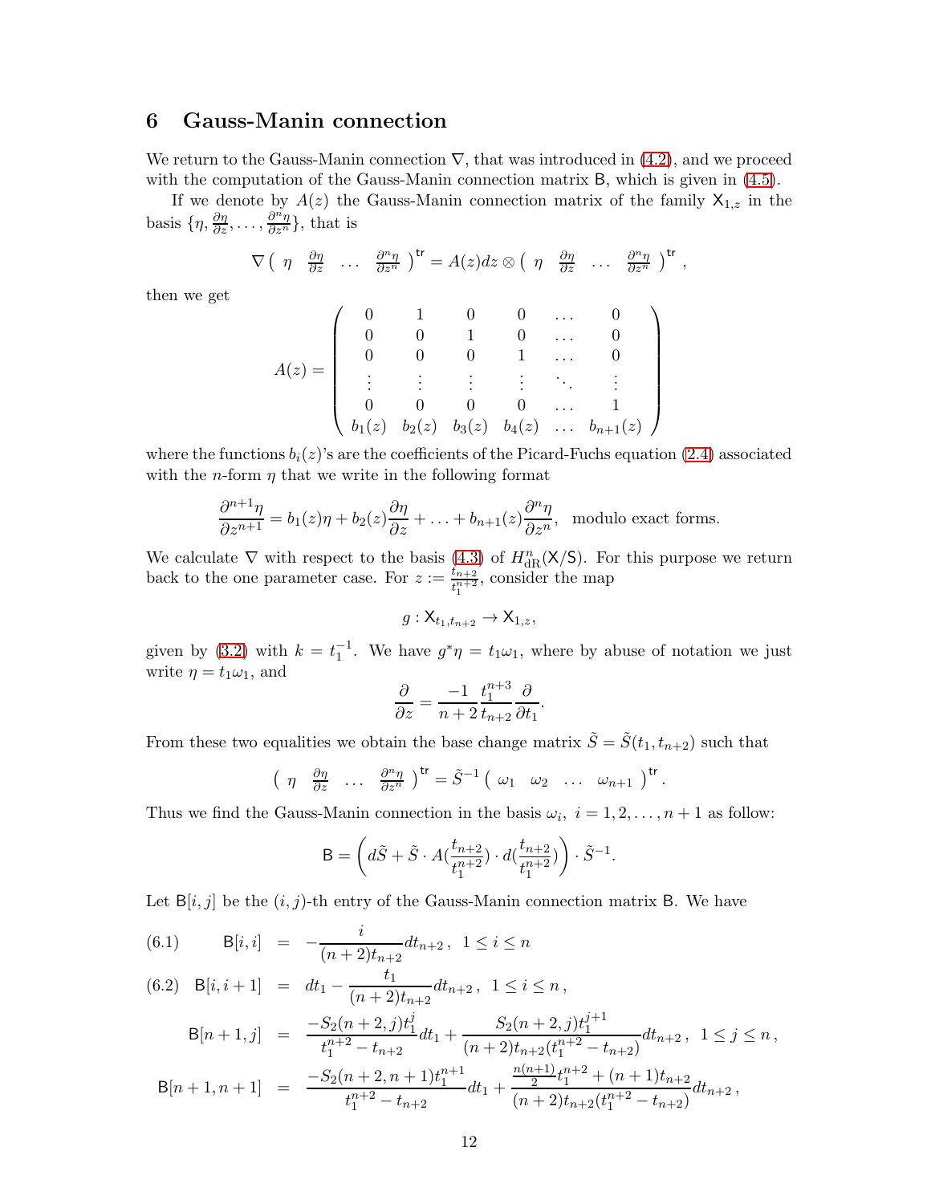## 6 Gauss-Manin connection

We return to the Gauss-Manin connection $\nabla$, that was introduced in (4.2), and we proceed with the computation of the Gauss-Manin connection matrix $\mathsf{B}$, which is given in (4.5).

If we denote by $A(z)$ the Gauss-Manin connection matrix of the family $\mathsf{X}_{1,z}$ in the basis $\{\eta, \frac{\partial \eta}{\partial z}, \ldots, \frac{\partial^n \eta}{\partial z^n}\}$, that is

$$\nabla \begin{pmatrix} \eta & \frac{\partial \eta}{\partial z} & \ldots & \frac{\partial^n \eta}{\partial z^n} \end{pmatrix}^{\mathsf{tr}} = A(z) dz \otimes \begin{pmatrix} \eta & \frac{\partial \eta}{\partial z} & \ldots & \frac{\partial^n \eta}{\partial z^n} \end{pmatrix}^{\mathsf{tr}},$$

then we get

$$A(z) = \begin{pmatrix} 0 & 1 & 0 & 0 & \ldots & 0 \\ 0 & 0 & 1 & 0 & \ldots & 0 \\ 0 & 0 & 0 & 1 & \ldots & 0 \\ \vdots & \vdots & \vdots & \vdots & \ddots & \vdots \\ 0 & 0 & 0 & 0 & \ldots & 1 \\ b_1(z) & b_2(z) & b_3(z) & b_4(z) & \ldots & b_{n+1}(z) \end{pmatrix}$$

where the functions $b_i(z)$'s are the coefficients of the Picard-Fuchs equation (2.4) associated with the $n$-form $\eta$ that we write in the following format

$$\frac{\partial^{n+1}\eta}{\partial z^{n+1}} = b_1(z)\eta + b_2(z)\frac{\partial \eta}{\partial z} + \ldots + b_{n+1}(z)\frac{\partial^n \eta}{\partial z^n}, \text{ modulo exact forms.}$$

We calculate $\nabla$ with respect to the basis (4.3) of $H^n_{\rm dR}(\mathsf{X}/\mathsf{S})$. For this purpose we return back to the one parameter case. For $z := \frac{t_{n+2}}{t_1^{n+2}}$, consider the map

$$g : \mathsf{X}_{t_1, t_{n+2}} \to \mathsf{X}_{1,z},$$

given by (3.2) with $k = t_1^{-1}$. We have $g^*\eta = t_1\omega_1$, where by abuse of notation we just write $\eta = t_1\omega_1$, and

$$\frac{\partial}{\partial z} = \frac{-1}{n+2}\frac{t_1^{n+3}}{t_{n+2}}\frac{\partial}{\partial t_1}.$$

From these two equalities we obtain the base change matrix $\tilde{S} = \tilde{S}(t_1, t_{n+2})$ such that

$$\begin{pmatrix} \eta & \frac{\partial \eta}{\partial z} & \ldots & \frac{\partial^n \eta}{\partial z^n} \end{pmatrix}^{\mathsf{tr}} = \tilde{S}^{-1} \begin{pmatrix} \omega_1 & \omega_2 & \ldots & \omega_{n+1} \end{pmatrix}^{\mathsf{tr}}.$$

Thus we find the Gauss-Manin connection in the basis $\omega_i,\ i = 1, 2, \ldots, n+1$ as follow:

$$\mathsf{B} = \left( d\tilde{S} + \tilde{S} \cdot A\left(\frac{t_{n+2}}{t_1^{n+2}}\right) \cdot d\left(\frac{t_{n+2}}{t_1^{n+2}}\right) \right) \cdot \tilde{S}^{-1}.$$

Let $\mathsf{B}[i,j]$ be the $(i,j)$-th entry of the Gauss-Manin connection matrix $\mathsf{B}$. We have

$$\mathsf{B}[i,i] = -\frac{i}{(n+2)t_{n+2}} dt_{n+2}, \ 1 \le i \le n \tag{6.1}$$

$$\mathsf{B}[i,i+1] = dt_1 - \frac{t_1}{(n+2)t_{n+2}} dt_{n+2}, \ 1 \le i \le n, \tag{6.2}$$

$$\mathsf{B}[n+1,j] = \frac{-S_2(n+2,j)t_1^j}{t_1^{n+2} - t_{n+2}} dt_1 + \frac{S_2(n+2,j)t_1^{j+1}}{(n+2)t_{n+2}(t_1^{n+2} - t_{n+2})} dt_{n+2}, \ 1 \le j \le n,$$

$$\mathsf{B}[n+1,n+1] = \frac{-S_2(n+2,n+1)t_1^{n+1}}{t_1^{n+2} - t_{n+2}} dt_1 + \frac{\frac{n(n+1)}{2}t_1^{n+2} + (n+1)t_{n+2}}{(n+2)t_{n+2}(t_1^{n+2} - t_{n+2})} dt_{n+2},$$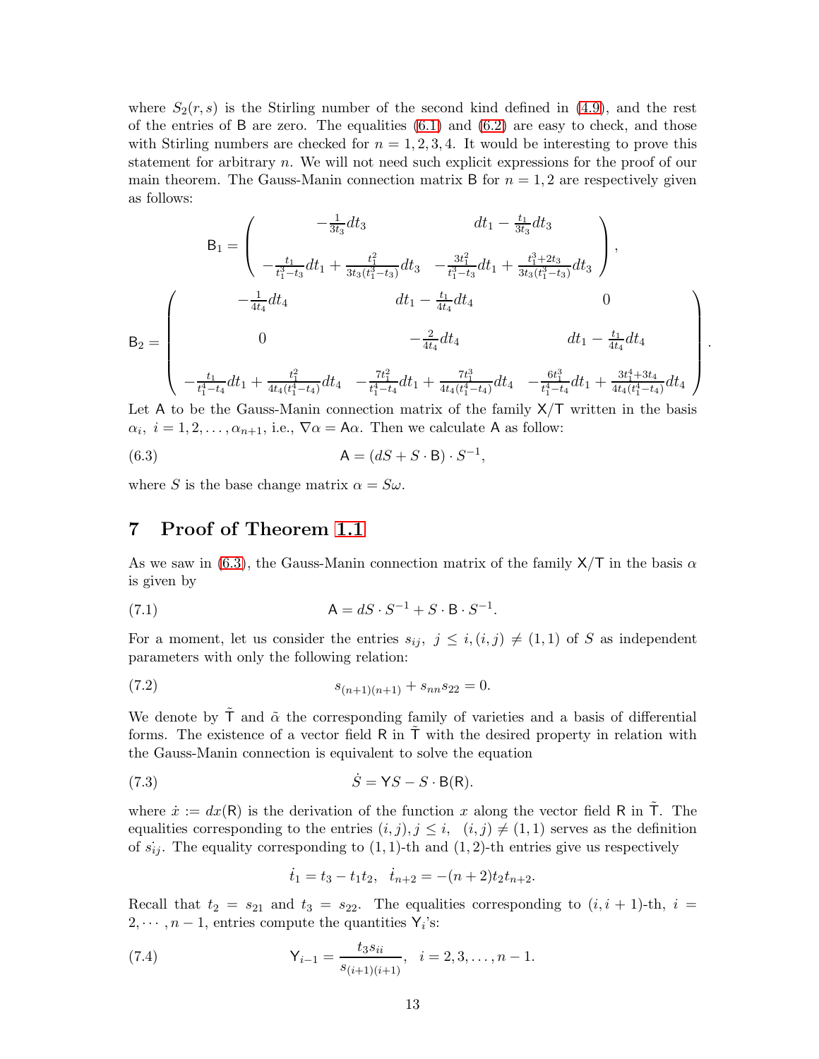where $S_2(r, s)$ is the Stirling number of the second kind defined in (4.9), and the rest of the entries of $\mathsf{B}$ are zero. The equalities (6.1) and (6.2) are easy to check, and those with Stirling numbers are checked for $n = 1, 2, 3, 4$. It would be interesting to prove this statement for arbitrary $n$. We will not need such explicit expressions for the proof of our main theorem. The Gauss-Manin connection matrix $\mathsf{B}$ for $n = 1, 2$ are respectively given as follows:

$$
\mathsf{B}_1 = \begin{pmatrix} -\frac{1}{3t_3}dt_3 & dt_1 - \frac{t_1}{3t_3}dt_3 \\ -\frac{t_1}{t_1^3 - t_3}dt_1 + \frac{t_1^2}{3t_3(t_1^3 - t_3)}dt_3 & -\frac{3t_1^2}{t_1^3 - t_3}dt_1 + \frac{t_1^3 + 2t_3}{3t_3(t_1^3 - t_3)}dt_3 \end{pmatrix},
$$

$$
\mathsf{B}_2 = \begin{pmatrix} -\frac{1}{4t_4}dt_4 & dt_1 - \frac{t_1}{4t_4}dt_4 & 0 \\ 0 & -\frac{2}{4t_4}dt_4 & dt_1 - \frac{t_1}{4t_4}dt_4 \\ -\frac{t_1}{t_1^4 - t_4}dt_1 + \frac{t_1^2}{4t_4(t_1^4 - t_4)}dt_4 & -\frac{7t_1^2}{t_1^4 - t_4}dt_1 + \frac{7t_1^3}{4t_4(t_1^4 - t_4)}dt_4 & -\frac{6t_1^3}{t_1^4 - t_4}dt_1 + \frac{3t_1^4 + 3t_4}{4t_4(t_1^4 - t_4)}dt_4 \end{pmatrix}.
$$

Let $\mathsf{A}$ to be the Gauss-Manin connection matrix of the family $\mathsf{X}/\mathsf{T}$ written in the basis $\alpha_i,\ i = 1, 2, \ldots, \alpha_{n+1}$, i.e., $\nabla \alpha = \mathsf{A}\alpha$. Then we calculate $\mathsf{A}$ as follow:

$$
\mathsf{A} = (dS + S \cdot \mathsf{B}) \cdot S^{-1}, \tag{6.3}
$$

where $S$ is the base change matrix $\alpha = S\omega$.

## 7 Proof of Theorem 1.1

As we saw in (6.3), the Gauss-Manin connection matrix of the family $\mathsf{X}/\mathsf{T}$ in the basis $\alpha$ is given by

$$
\mathsf{A} = dS \cdot S^{-1} + S \cdot \mathsf{B} \cdot S^{-1}. \tag{7.1}
$$

For a moment, let us consider the entries $s_{ij},\ j \leq i, (i, j) \neq (1, 1)$ of $S$ as independent parameters with only the following relation:

$$
s_{(n+1)(n+1)} + s_{nn}s_{22} = 0. \tag{7.2}
$$

We denote by $\tilde{\mathsf{T}}$ and $\tilde{\alpha}$ the corresponding family of varieties and a basis of differential forms. The existence of a vector field $\mathsf{R}$ in $\tilde{\mathsf{T}}$ with the desired property in relation with the Gauss-Manin connection is equivalent to solve the equation

$$
\dot{S} = \mathsf{Y}S - S \cdot \mathsf{B}(\mathsf{R}). \tag{7.3}
$$

where $\dot{x} := dx(\mathsf{R})$ is the derivation of the function $x$ along the vector field $\mathsf{R}$ in $\tilde{\mathsf{T}}$. The equalities corresponding to the entries $(i, j), j \leq i,\ \ (i, j) \neq (1, 1)$ serves as the definition of $\dot{s_{ij}}$. The equality corresponding to $(1, 1)$-th and $(1, 2)$-th entries give us respectively

$$
\dot{t_1} = t_3 - t_1 t_2, \quad \dot{t}_{n+2} = -(n + 2)t_2 t_{n+2}.
$$

Recall that $t_2 = s_{21}$ and $t_3 = s_{22}$. The equalities corresponding to $(i, i + 1)$-th, $i = 2, \cdots, n - 1$, entries compute the quantities $\mathsf{Y}_i$'s:

$$
\mathsf{Y}_{i-1} = \frac{t_3 s_{ii}}{s_{(i+1)(i+1)}}, \quad i = 2, 3, \ldots, n - 1. \tag{7.4}
$$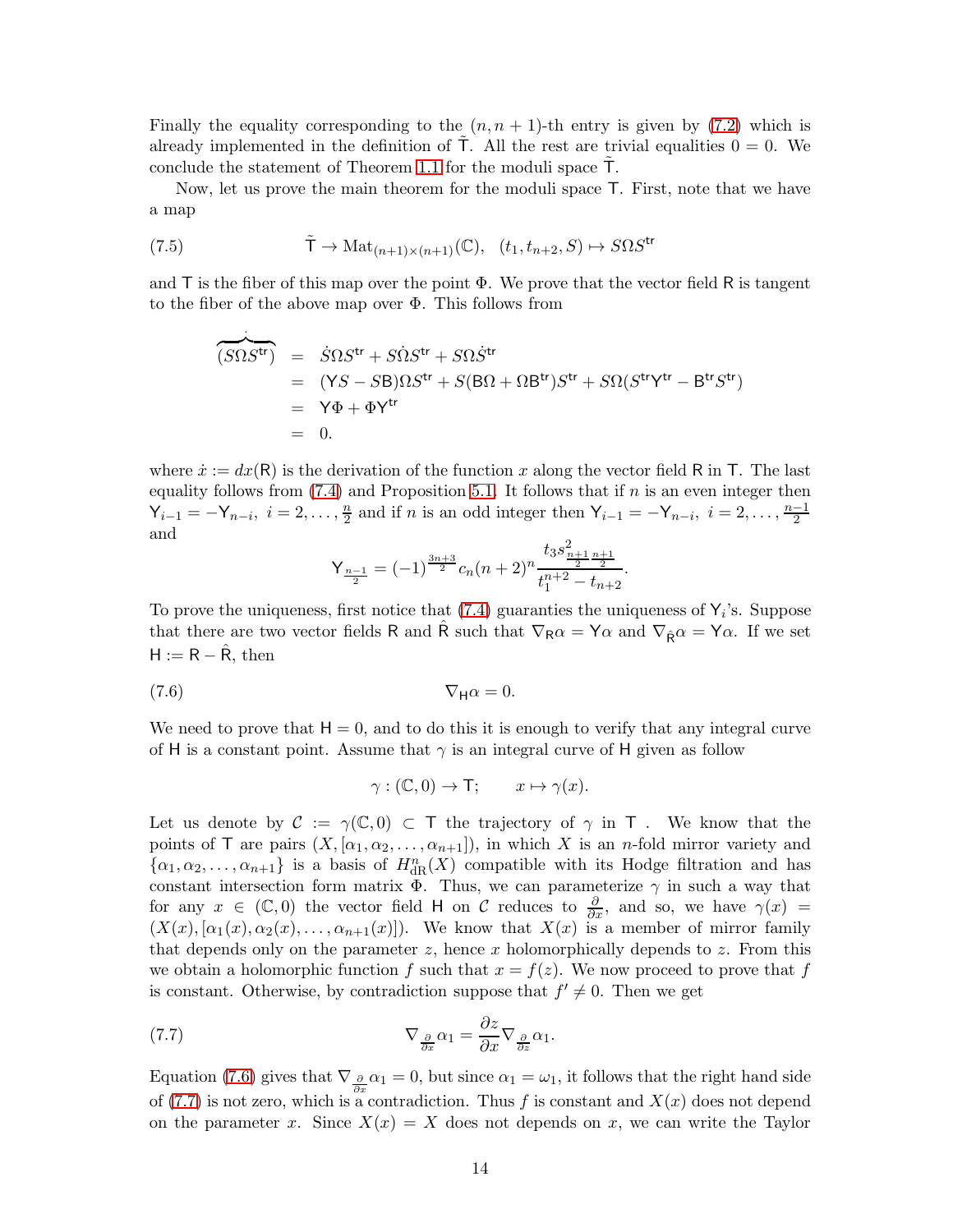Finally the equality corresponding to the $(n, n+1)$-th entry is given by (7.2) which is already implemented in the definition of $\tilde{\mathsf{T}}$. All the rest are trivial equalities $0 = 0$. We conclude the statement of Theorem 1.1 for the moduli space $\tilde{\mathsf{T}}$.

Now, let us prove the main theorem for the moduli space $\mathsf{T}$. First, note that we have a map

$$\tilde{\mathsf{T}} \to \mathrm{Mat}_{(n+1)\times(n+1)}(\mathbb{C}), \quad (t_1, t_{n+2}, S) \mapsto S\Omega S^{\mathsf{tr}} \tag{7.5}$$

and $\mathsf{T}$ is the fiber of this map over the point $\Phi$. We prove that the vector field $\mathsf{R}$ is tangent to the fiber of the above map over $\Phi$. This follows from

$$\begin{aligned}
\overbrace{(S\Omega S^{\mathsf{tr}})}^{\cdot} &= \dot{S}\Omega S^{\mathsf{tr}} + S\dot{\Omega}S^{\mathsf{tr}} + S\Omega\dot{S}^{\mathsf{tr}} \\
&= (\mathsf{Y}S - S\mathsf{B})\Omega S^{\mathsf{tr}} + S(\mathsf{B}\Omega + \Omega\mathsf{B}^{\mathsf{tr}})S^{\mathsf{tr}} + S\Omega(S^{\mathsf{tr}}\mathsf{Y}^{\mathsf{tr}} - \mathsf{B}^{\mathsf{tr}}S^{\mathsf{tr}}) \\
&= \mathsf{Y}\Phi + \Phi\mathsf{Y}^{\mathsf{tr}} \\
&= 0.
\end{aligned}$$

where $\dot{x} := dx(\mathsf{R})$ is the derivation of the function $x$ along the vector field $\mathsf{R}$ in $\mathsf{T}$. The last equality follows from (7.4) and Proposition 5.1. It follows that if $n$ is an even integer then $\mathsf{Y}_{i-1} = -\mathsf{Y}_{n-i},\ i = 2, \ldots, \frac{n}{2}$ and if $n$ is an odd integer then $\mathsf{Y}_{i-1} = -\mathsf{Y}_{n-i},\ i = 2, \ldots, \frac{n-1}{2}$ and

$$\mathsf{Y}_{\frac{n-1}{2}} = (-1)^{\frac{3n+3}{2}} c_n (n+2)^n \frac{t_3 s^2_{\frac{n+1}{2}\frac{n+1}{2}}}{t_1^{n+2} - t_{n+2}}.$$

To prove the uniqueness, first notice that (7.4) guaranties the uniqueness of $\mathsf{Y}_i$'s. Suppose that there are two vector fields $\mathsf{R}$ and $\hat{\mathsf{R}}$ such that $\nabla_{\mathsf{R}}\alpha = \mathsf{Y}\alpha$ and $\nabla_{\hat{\mathsf{R}}}\alpha = \mathsf{Y}\alpha$. If we set $\mathsf{H} := \mathsf{R} - \hat{\mathsf{R}}$, then

$$\nabla_{\mathsf{H}}\alpha = 0. \tag{7.6}$$

We need to prove that $\mathsf{H} = 0$, and to do this it is enough to verify that any integral curve of $\mathsf{H}$ is a constant point. Assume that $\gamma$ is an integral curve of $\mathsf{H}$ given as follow

$$\gamma : (\mathbb{C}, 0) \to \mathsf{T}; \qquad x \mapsto \gamma(x).$$

Let us denote by $\mathcal{C} := \gamma(\mathbb{C}, 0) \subset \mathsf{T}$ the trajectory of $\gamma$ in $\mathsf{T}$ . We know that the points of $\mathsf{T}$ are pairs $(X, [\alpha_1, \alpha_2, \ldots, \alpha_{n+1}])$, in which $X$ is an $n$-fold mirror variety and $\{\alpha_1, \alpha_2, \ldots, \alpha_{n+1}\}$ is a basis of $H^n_{\mathrm{dR}}(X)$ compatible with its Hodge filtration and has constant intersection form matrix $\Phi$. Thus, we can parameterize $\gamma$ in such a way that for any $x \in (\mathbb{C}, 0)$ the vector field $\mathsf{H}$ on $\mathcal{C}$ reduces to $\frac{\partial}{\partial x}$, and so, we have $\gamma(x) = (X(x), [\alpha_1(x), \alpha_2(x), \ldots, \alpha_{n+1}(x)])$. We know that $X(x)$ is a member of mirror family that depends only on the parameter $z$, hence $x$ holomorphically depends to $z$. From this we obtain a holomorphic function $f$ such that $x = f(z)$. We now proceed to prove that $f$ is constant. Otherwise, by contradiction suppose that $f' \neq 0$. Then we get

$$\nabla_{\frac{\partial}{\partial x}}\alpha_1 = \frac{\partial z}{\partial x}\nabla_{\frac{\partial}{\partial z}}\alpha_1. \tag{7.7}$$

Equation (7.6) gives that $\nabla_{\frac{\partial}{\partial x}}\alpha_1 = 0$, but since $\alpha_1 = \omega_1$, it follows that the right hand side of (7.7) is not zero, which is a contradiction. Thus $f$ is constant and $X(x)$ does not depend on the parameter $x$. Since $X(x) = X$ does not depends on $x$, we can write the Taylor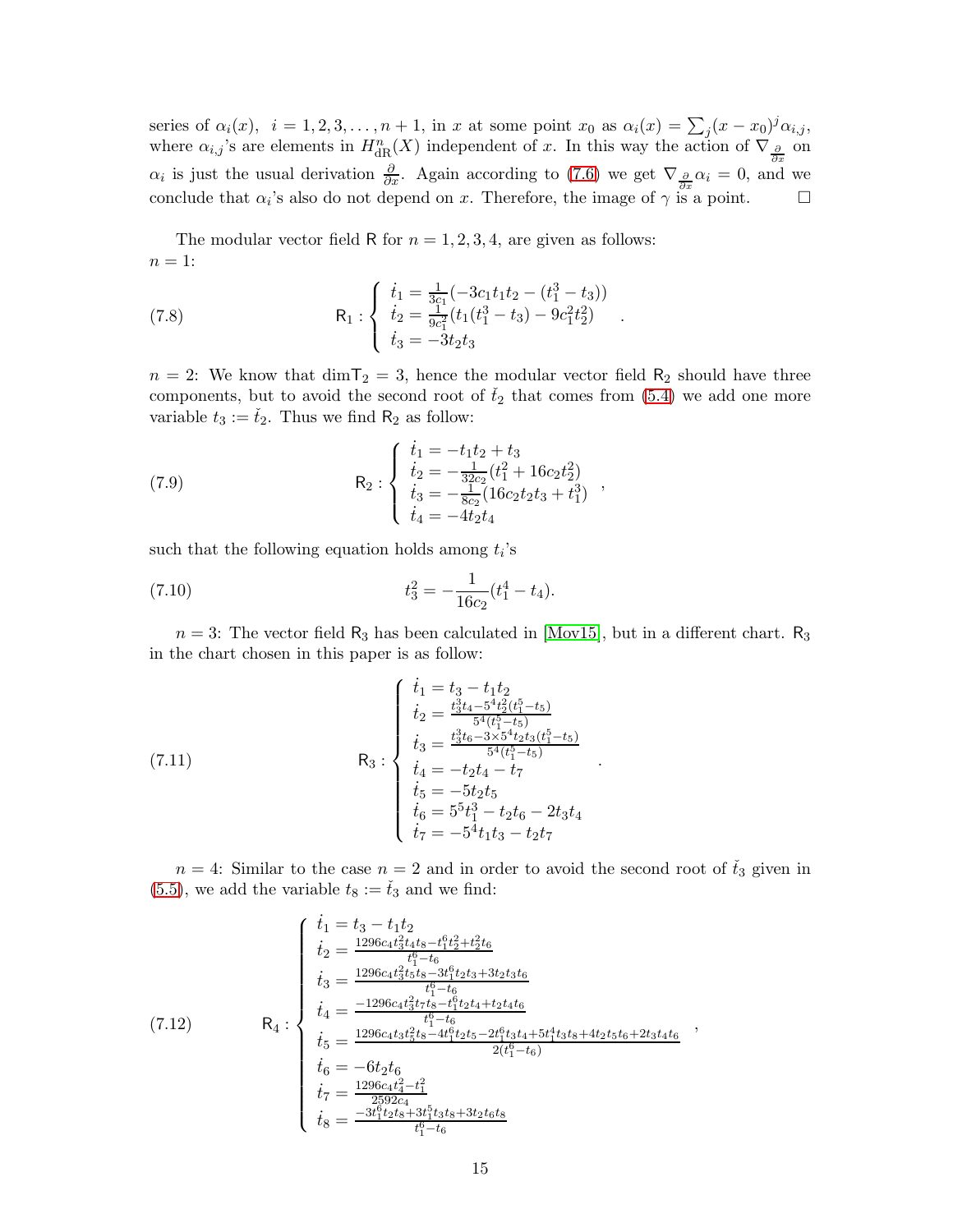series of $\alpha_i(x)$, $i = 1, 2, 3, \ldots, n+1$, in $x$ at some point $x_0$ as $\alpha_i(x) = \sum_j (x - x_0)^j \alpha_{i,j}$, where $\alpha_{i,j}$'s are elements in $H^n_{\rm dR}(X)$ independent of $x$. In this way the action of $\nabla_{\frac{\partial}{\partial x}}$ on $\alpha_i$ is just the usual derivation $\frac{\partial}{\partial x}$. Again according to (7.6) we get $\nabla_{\frac{\partial}{\partial x}} \alpha_i = 0$, and we conclude that $\alpha_i$'s also do not depend on $x$. Therefore, the image of $\gamma$ is a point. □

The modular vector field $\mathsf{R}$ for $n = 1, 2, 3, 4$, are given as follows:
$n = 1$:

$$
\mathsf{R}_1 : \begin{cases} \dot{t}_1 = \frac{1}{3c_1}(-3c_1 t_1 t_2 - (t_1^3 - t_3)) \\ \dot{t}_2 = \frac{1}{9c_1^2}(t_1(t_1^3 - t_3) - 9c_1^2 t_2^2) \\ \dot{t}_3 = -3t_2 t_3 \end{cases} . \tag{7.8}
$$

$n = 2$: We know that $\dim \mathsf{T}_2 = 3$, hence the modular vector field $\mathsf{R}_2$ should have three components, but to avoid the second root of $\check{t}_2$ that comes from (5.4) we add one more variable $t_3 := \check{t}_2$. Thus we find $\mathsf{R}_2$ as follow:

$$
\mathsf{R}_2 : \begin{cases} \dot{t}_1 = -t_1 t_2 + t_3 \\ \dot{t}_2 = -\frac{1}{32c_2}(t_1^2 + 16c_2 t_2^2) \\ \dot{t}_3 = -\frac{1}{8c_2}(16c_2 t_2 t_3 + t_1^3) \\ \dot{t}_4 = -4t_2 t_4 \end{cases} , \tag{7.9}
$$

such that the following equation holds among $t_i$'s

$$
t_3^2 = -\frac{1}{16c_2}(t_1^4 - t_4). \tag{7.10}
$$

$n = 3$: The vector field $\mathsf{R}_3$ has been calculated in [Mov15], but in a different chart. $\mathsf{R}_3$ in the chart chosen in this paper is as follow:

$$
\mathsf{R}_3 : \begin{cases} \dot{t}_1 = t_3 - t_1 t_2 \\ \dot{t}_2 = \frac{t_3^3 t_4 - 5^4 t_2^2 (t_1^5 - t_5)}{5^4 (t_1^5 - t_5)} \\ \dot{t}_3 = \frac{t_3^3 t_6 - 3 \times 5^4 t_2 t_3 (t_1^5 - t_5)}{5^4 (t_1^5 - t_5)} \\ \dot{t}_4 = -t_2 t_4 - t_7 \\ \dot{t}_5 = -5 t_2 t_5 \\ \dot{t}_6 = 5^5 t_1^3 - t_2 t_6 - 2 t_3 t_4 \\ \dot{t}_7 = -5^4 t_1 t_3 - t_2 t_7 \end{cases} . \tag{7.11}
$$

$n = 4$: Similar to the case $n = 2$ and in order to avoid the second root of $\check{t}_3$ given in (5.5), we add the variable $t_8 := \check{t}_3$ and we find:

$$
\mathsf{R}_4 : \begin{cases} \dot{t}_1 = t_3 - t_1 t_2 \\ \dot{t}_2 = \frac{1296 c_4 t_3^2 t_4 t_8 - t_1^6 t_2^2 + t_2^2 t_6}{t_1^6 - t_6} \\ \dot{t}_3 = \frac{1296 c_4 t_3^2 t_5 t_8 - 3 t_1^6 t_2 t_3 + 3 t_2 t_3 t_6}{t_1^6 - t_6} \\ \dot{t}_4 = \frac{-1296 c_4 t_3^2 t_7 t_8 - t_1^6 t_2 t_4 + t_2 t_4 t_6}{t_1^6 - t_6} \\ \dot{t}_5 = \frac{1296 c_4 t_3 t_5^2 t_8 - 4 t_1^6 t_2 t_5 - 2 t_1^6 t_3 t_4 + 5 t_1^4 t_3 t_8 + 4 t_2 t_5 t_6 + 2 t_3 t_4 t_6}{2(t_1^6 - t_6)} \\ \dot{t}_6 = -6 t_2 t_6 \\ \dot{t}_7 = \frac{1296 c_4 t_4^2 - t_1^2}{2592 c_4} \\ \dot{t}_8 = \frac{-3 t_1^6 t_2 t_8 + 3 t_1^5 t_3 t_8 + 3 t_2 t_6 t_8}{t_1^6 - t_6} \end{cases} , \tag{7.12}
$$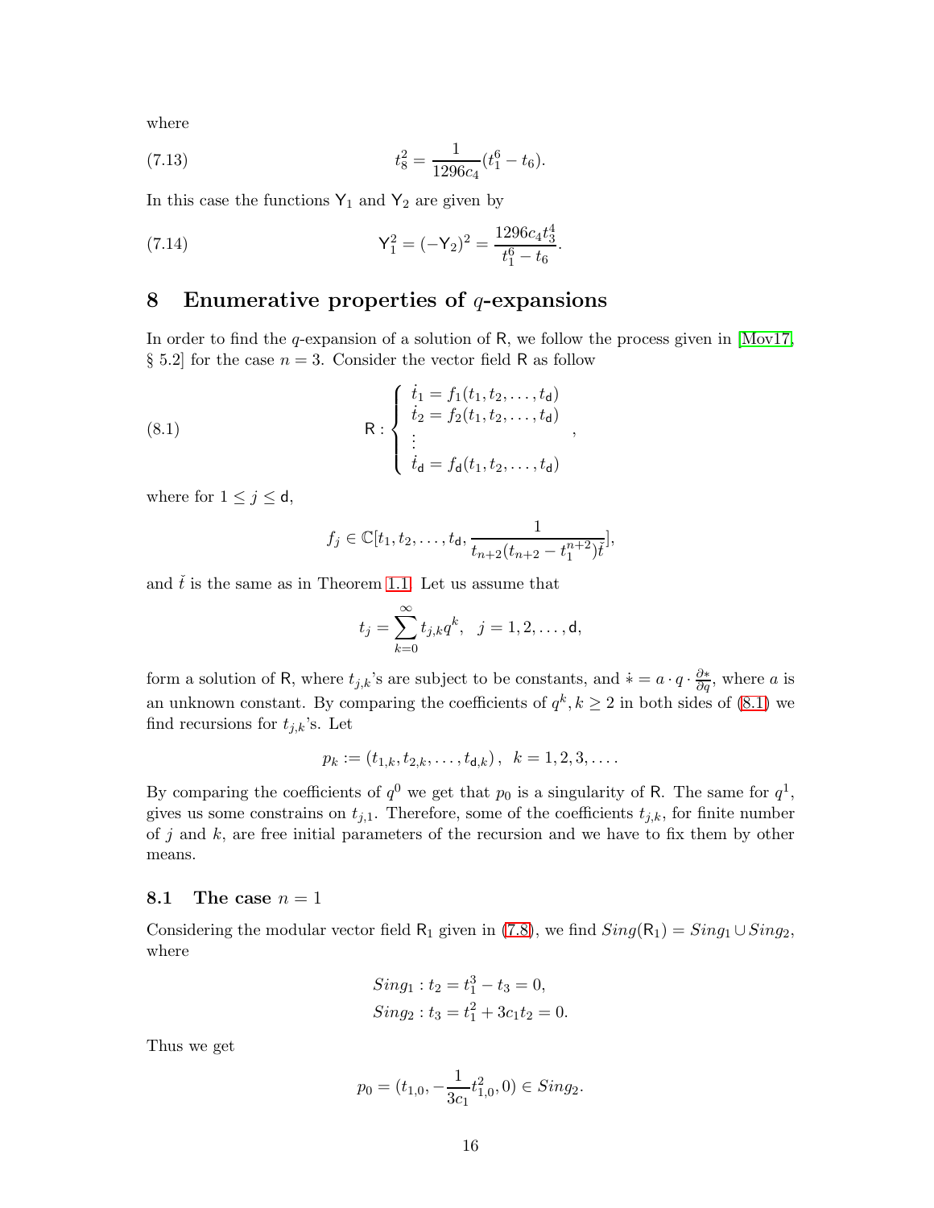where

$$t_8^2 = \frac{1}{1296c_4}(t_1^6 - t_6). \tag{7.13}$$

In this case the functions $\mathsf{Y}_1$ and $\mathsf{Y}_2$ are given by

$$\mathsf{Y}_1^2 = (-\mathsf{Y}_2)^2 = \frac{1296c_4t_3^4}{t_1^6 - t_6}. \tag{7.14}$$

# 8 Enumerative properties of $q$-expansions

In order to find the $q$-expansion of a solution of $\mathsf{R}$, we follow the process given in [Mov17, § 5.2] for the case $n = 3$. Consider the vector field $\mathsf{R}$ as follow

$$\mathsf{R} : \begin{cases} \dot{t}_1 = f_1(t_1, t_2, \ldots, t_{\mathsf{d}}) \\ \dot{t}_2 = f_2(t_1, t_2, \ldots, t_{\mathsf{d}}) \\ \vdots \\ \dot{t}_{\mathsf{d}} = f_{\mathsf{d}}(t_1, t_2, \ldots, t_{\mathsf{d}}) \end{cases}, \tag{8.1}$$

where for $1 \leq j \leq \mathsf{d}$,

$$f_j \in \mathbb{C}[t_1, t_2, \ldots, t_{\mathsf{d}}, \frac{1}{t_{n+2}(t_{n+2} - t_1^{n+2})\check{t}}],$$

and $\check{t}$ is the same as in Theorem 1.1. Let us assume that

$$t_j = \sum_{k=0}^{\infty} t_{j,k} q^k, \quad j = 1, 2, \ldots, \mathsf{d},$$

form a solution of $\mathsf{R}$, where $t_{j,k}$'s are subject to be constants, and $* = a \cdot q \cdot \frac{\partial *}{\partial q}$, where $a$ is an unknown constant. By comparing the coefficients of $q^k, k \geq 2$ in both sides of (8.1) we find recursions for $t_{j,k}$'s. Let

$$p_k := (t_{1,k}, t_{2,k}, \ldots, t_{\mathsf{d},k}), \;\; k = 1, 2, 3, \ldots.$$

By comparing the coefficients of $q^0$ we get that $p_0$ is a singularity of $\mathsf{R}$. The same for $q^1$, gives us some constrains on $t_{j,1}$. Therefore, some of the coefficients $t_{j,k}$, for finite number of $j$ and $k$, are free initial parameters of the recursion and we have to fix them by other means.

## 8.1 The case $n = 1$

Considering the modular vector field $\mathsf{R}_1$ given in (7.8), we find $Sing(\mathsf{R}_1) = Sing_1 \cup Sing_2$, where

$$Sing_1 : t_2 = t_1^3 - t_3 = 0,$$
$$Sing_2 : t_3 = t_1^2 + 3c_1t_2 = 0.$$

Thus we get

$$p_0 = (t_{1,0}, -\frac{1}{3c_1}t_{1,0}^2, 0) \in Sing_2.$$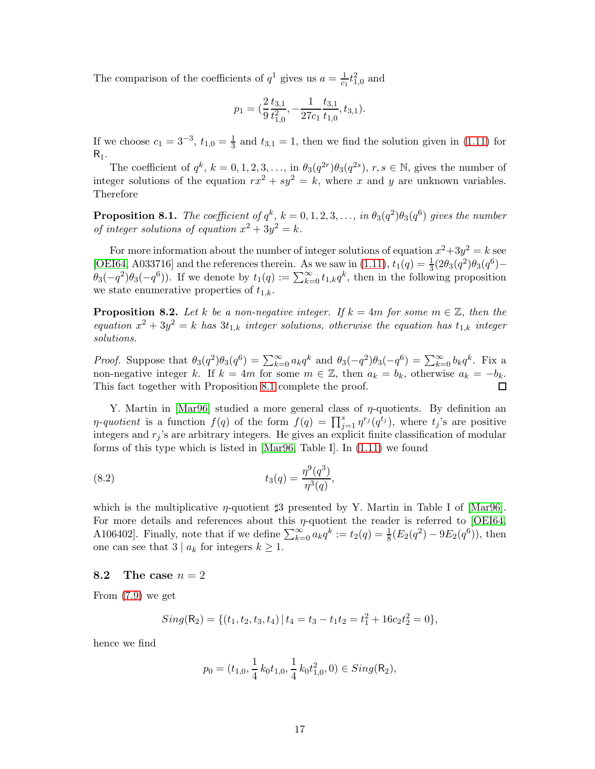The comparison of the coefficients of $q^1$ gives us $a = \frac{1}{c_1} t_{1,0}^2$ and

$$p_1 = (\frac{2}{9}\frac{t_{3,1}}{t_{1,0}^2}, -\frac{1}{27c_1}\frac{t_{3,1}}{t_{1,0}}, t_{3,1}).$$

If we choose $c_1 = 3^{-3}$, $t_{1,0} = \frac{1}{3}$ and $t_{3,1} = 1$, then we find the solution given in (1.11) for $\mathsf{R}_1$.

The coefficient of $q^k$, $k = 0, 1, 2, 3, \ldots$, in $\theta_3(q^{2r})\theta_3(q^{2s})$, $r, s \in \mathbb{N}$, gives the number of integer solutions of the equation $rx^2 + sy^2 = k$, where $x$ and $y$ are unknown variables. Therefore

**Proposition 8.1.** *The coefficient of $q^k$, $k = 0, 1, 2, 3, \ldots$, in $\theta_3(q^2)\theta_3(q^6)$ gives the number of integer solutions of equation $x^2 + 3y^2 = k$.*

For more information about the number of integer solutions of equation $x^2 + 3y^2 = k$ see [OEI64, A033716] and the references therein. As we saw in (1.11), $t_1(q) = \frac{1}{3}(2\theta_3(q^2)\theta_3(q^6) - \theta_3(-q^2)\theta_3(-q^6))$. If we denote by $t_1(q) := \sum_{k=0}^{\infty} t_{1,k} q^k$, then in the following proposition we state enumerative properties of $t_{1,k}$.

**Proposition 8.2.** *Let $k$ be a non-negative integer. If $k = 4m$ for some $m \in \mathbb{Z}$, then the equation $x^2 + 3y^2 = k$ has $3t_{1,k}$ integer solutions, otherwise the equation has $t_{1,k}$ integer solutions.*

*Proof.* Suppose that $\theta_3(q^2)\theta_3(q^6) = \sum_{k=0}^{\infty} a_k q^k$ and $\theta_3(-q^2)\theta_3(-q^6) = \sum_{k=0}^{\infty} b_k q^k$. Fix a non-negative integer $k$. If $k = 4m$ for some $m \in \mathbb{Z}$, then $a_k = b_k$, otherwise $a_k = -b_k$. This fact together with Proposition 8.1 complete the proof. □

Y. Martin in [Mar96] studied a more general class of $\eta$-quotients. By definition an *$\eta$-quotient* is a function $f(q)$ of the form $f(q) = \prod_{j=1}^{s} \eta^{r_j}(q^{t_j})$, where $t_j$'s are positive integers and $r_j$'s are arbitrary integers. He gives an explicit finite classification of modular forms of this type which is listed in [Mar96, Table I]. In (1.11) we found

$$t_3(q) = \frac{\eta^9(q^3)}{\eta^3(q)}, \tag{8.2}$$

which is the multiplicative $\eta$-quotient ♯3 presented by Y. Martin in Table I of [Mar96]. For more details and references about this $\eta$-quotient the reader is referred to [OEI64, A106402]. Finally, note that if we define $\sum_{k=0}^{\infty} a_k q^k := t_2(q) = \frac{1}{8}(E_2(q^2) - 9E_2(q^6))$, then one can see that $3 \mid a_k$ for integers $k \geq 1$.

### 8.2 The case $n = 2$

From (7.9) we get

$$Sing(\mathsf{R}_2) = \{(t_1, t_2, t_3, t_4) \mid t_4 = t_3 - t_1 t_2 = t_1^2 + 16c_2 t_2^2 = 0\},$$

hence we find

$$p_0 = (t_{1,0}, \frac{1}{4}k_0 t_{1,0}, \frac{1}{4}k_0 t_{1,0}^2, 0) \in Sing(\mathsf{R}_2),$$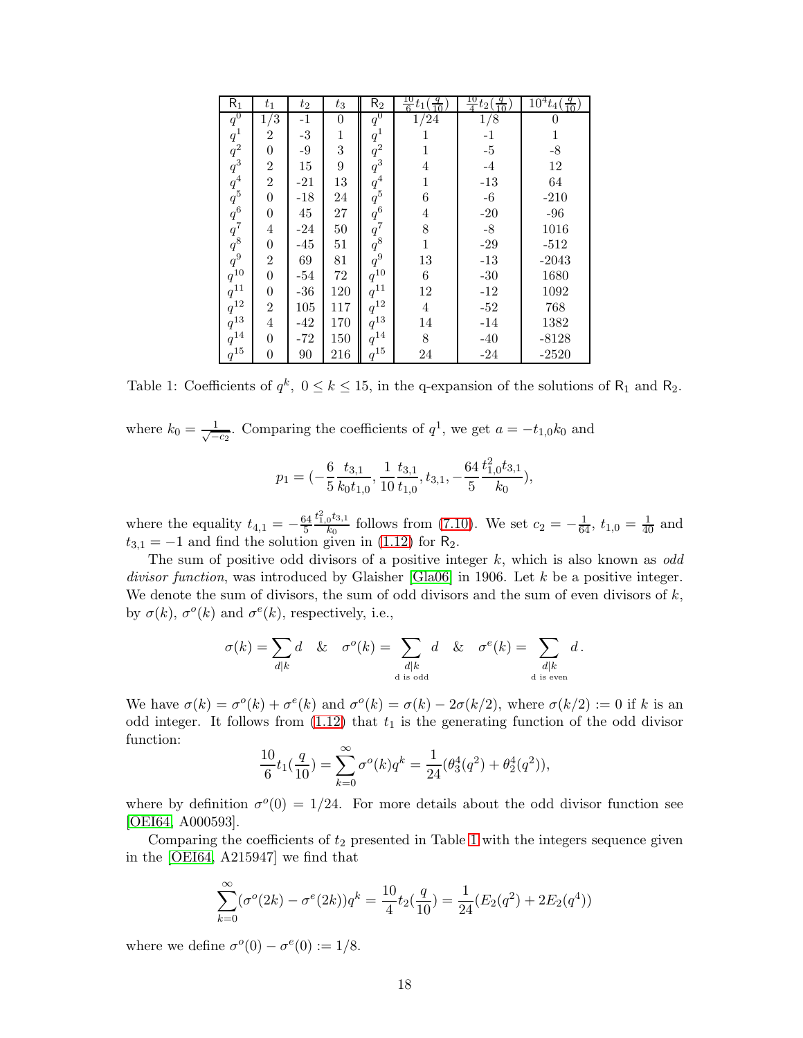| $\mathsf{R}_1$ | $t_1$ | $t_2$ | $t_3$ | $\mathsf{R}_2$ | $\frac{10}{6}t_1(\frac{q}{10})$ | $\frac{10}{4}t_2(\frac{q}{10})$ | $10^4 t_4(\frac{q}{10})$ |
|---|---|---|---|---|---|---|---|
| $q^0$ | 1/3 | -1 | 0 | $q^0$ | 1/24 | 1/8 | 0 |
| $q^1$ | 2 | -3 | 1 | $q^1$ | 1 | -1 | 1 |
| $q^2$ | 0 | -9 | 3 | $q^2$ | 1 | -5 | -8 |
| $q^3$ | 2 | 15 | 9 | $q^3$ | 4 | -4 | 12 |
| $q^4$ | 2 | -21 | 13 | $q^4$ | 1 | -13 | 64 |
| $q^5$ | 0 | -18 | 24 | $q^5$ | 6 | -6 | -210 |
| $q^6$ | 0 | 45 | 27 | $q^6$ | 4 | -20 | -96 |
| $q^7$ | 4 | -24 | 50 | $q^7$ | 8 | -8 | 1016 |
| $q^8$ | 0 | -45 | 51 | $q^8$ | 1 | -29 | -512 |
| $q^9$ | 2 | 69 | 81 | $q^9$ | 13 | -13 | -2043 |
| $q^{10}$ | 0 | -54 | 72 | $q^{10}$ | 6 | -30 | 1680 |
| $q^{11}$ | 0 | -36 | 120 | $q^{11}$ | 12 | -12 | 1092 |
| $q^{12}$ | 2 | 105 | 117 | $q^{12}$ | 4 | -52 | 768 |
| $q^{13}$ | 4 | -42 | 170 | $q^{13}$ | 14 | -14 | 1382 |
| $q^{14}$ | 0 | -72 | 150 | $q^{14}$ | 8 | -40 | -8128 |
| $q^{15}$ | 0 | 90 | 216 | $q^{15}$ | 24 | -24 | -2520 |

Table 1: Coefficients of $q^k,\ 0 \leq k \leq 15$, in the q-expansion of the solutions of $\mathsf{R}_1$ and $\mathsf{R}_2$.

where $k_0 = \frac{1}{\sqrt{-c_2}}$. Comparing the coefficients of $q^1$, we get $a = -t_{1,0}k_0$ and

$$p_1 = \left(-\frac{6}{5}\frac{t_{3,1}}{k_0 t_{1,0}}, \frac{1}{10}\frac{t_{3,1}}{t_{1,0}}, t_{3,1}, -\frac{64}{5}\frac{t_{1,0}^2 t_{3,1}}{k_0}\right),$$

where the equality $t_{4,1} = -\frac{64}{5}\frac{t_{1,0}^2 t_{3,1}}{k_0}$ follows from (7.10). We set $c_2 = -\frac{1}{64}$, $t_{1,0} = \frac{1}{40}$ and $t_{3,1} = -1$ and find the solution given in (1.12) for $\mathsf{R}_2$.

The sum of positive odd divisors of a positive integer $k$, which is also known as *odd divisor function*, was introduced by Glaisher [Gla06] in 1906. Let $k$ be a positive integer. We denote the sum of divisors, the sum of odd divisors and the sum of even divisors of $k$, by $\sigma(k)$, $\sigma^o(k)$ and $\sigma^e(k)$, respectively, i.e.,

$$\sigma(k) = \sum_{d|k} d \quad \& \quad \sigma^o(k) = \sum_{\substack{d|k \\ \text{d is odd}}} d \quad \& \quad \sigma^e(k) = \sum_{\substack{d|k \\ \text{d is even}}} d\,.$$

We have $\sigma(k) = \sigma^o(k) + \sigma^e(k)$ and $\sigma^o(k) = \sigma(k) - 2\sigma(k/2)$, where $\sigma(k/2) := 0$ if $k$ is an odd integer. It follows from (1.12) that $t_1$ is the generating function of the odd divisor function:

$$\frac{10}{6}t_1\left(\frac{q}{10}\right) = \sum_{k=0}^{\infty}\sigma^o(k)q^k = \frac{1}{24}(\theta_3^4(q^2) + \theta_2^4(q^2)),$$

where by definition $\sigma^o(0) = 1/24$. For more details about the odd divisor function see [OEI64, A000593].

Comparing the coefficients of $t_2$ presented in Table 1 with the integers sequence given in the [OEI64, A215947] we find that

$$\sum_{k=0}^{\infty}(\sigma^o(2k) - \sigma^e(2k))q^k = \frac{10}{4}t_2\left(\frac{q}{10}\right) = \frac{1}{24}(E_2(q^2) + 2E_2(q^4))$$

where we define $\sigma^o(0) - \sigma^e(0) := 1/8$.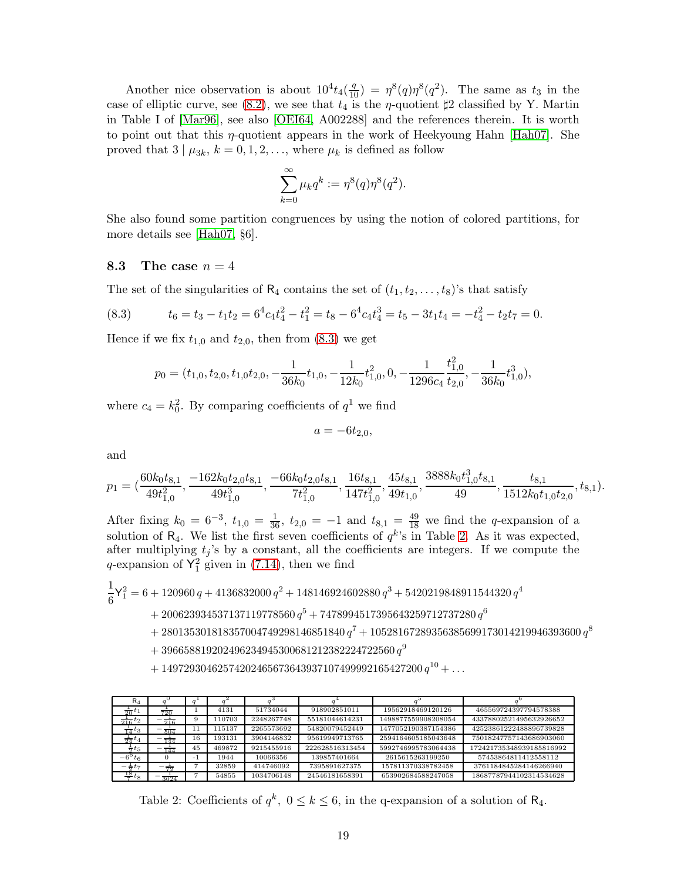Another nice observation is about $10^4 t_4(\frac{q}{10}) = \eta^8(q)\eta^8(q^2)$. The same as $t_3$ in the case of elliptic curve, see (8.2), we see that $t_4$ is the $\eta$-quotient ♯2 classified by Y. Martin in Table I of [Mar96], see also [OEI64, A002288] and the references therein. It is worth to point out that this $\eta$-quotient appears in the work of Heekyoung Hahn [Hah07]. She proved that $3 \mid \mu_{3k}$, $k = 0, 1, 2, \ldots$, where $\mu_k$ is defined as follow

$$\sum_{k=0}^{\infty} \mu_k q^k := \eta^8(q)\eta^8(q^2).$$

She also found some partition congruences by using the notion of colored partitions, for more details see [Hah07, §6].

### 8.3 The case $n = 4$

The set of the singularities of $\mathsf{R}_4$ contains the set of $(t_1, t_2, \ldots, t_8)$'s that satisfy

$$t_6 = t_3 - t_1 t_2 = 6^4 c_4 t_4^2 - t_1^2 = t_8 - 6^4 c_4 t_4^3 = t_5 - 3t_1 t_4 = -t_4^2 - t_2 t_7 = 0. \tag{8.3}$$

Hence if we fix $t_{1,0}$ and $t_{2,0}$, then from (8.3) we get

$$p_0 = (t_{1,0}, t_{2,0}, t_{1,0}t_{2,0}, -\frac{1}{36k_0}t_{1,0}, -\frac{1}{12k_0}t_{1,0}^2, 0, -\frac{1}{1296c_4}\frac{t_{1,0}^2}{t_{2,0}}, -\frac{1}{36k_0}t_{1,0}^3),$$

where $c_4 = k_0^2$. By comparing coefficients of $q^1$ we find

$$a = -6t_{2,0},$$

and

$$p_1 = (\frac{60k_0 t_{8,1}}{49t_{1,0}^2}, \frac{-162k_0 t_{2,0} t_{8,1}}{49t_{1,0}^3}, \frac{-66k_0 t_{2,0} t_{8,1}}{7t_{1,0}^2}, \frac{16t_{8,1}}{147t_{1,0}^2}, \frac{45t_{8,1}}{49t_{1,0}}, \frac{3888k_0 t_{1,0}^3 t_{8,1}}{49}, \frac{t_{8,1}}{1512k_0 t_{1,0} t_{2,0}}, t_{8,1}).$$

After fixing $k_0 = 6^{-3}$, $t_{1,0} = \frac{1}{36}$, $t_{2,0} = -1$ and $t_{8,1} = \frac{49}{18}$ we find the $q$-expansion of a solution of $\mathsf{R}_4$. We list the first seven coefficients of $q^k$'s in Table 2. As it was expected, after multiplying $t_j$'s by a constant, all the coefficients are integers. If we compute the $q$-expansion of $\mathsf{Y}_1^2$ given in (7.14), then we find

$$\begin{aligned}
\frac{1}{6}\mathsf{Y}_1^2 = {} & 6 + 120960\,q + 4136832000\,q^2 + 148146924602880\,q^3 + 5420219848911544320\,q^4 \\
& + 200623934537137119778560\,q^5 + 7478994517395643259712737280\,q^6 \\
& + 280135301818357004749298146851840\,q^7 + 10528167289356385699173014219946393600\,q^8 \\
& + 396658819202496234945300681212382224722560\,q^9 \\
& + 14972930462574202465673643937107499992165427200\,q^{10} + \ldots
\end{aligned}$$

| $\mathsf{R}_4$ | $q^0$ | $q^1$ | $q^2$ | $q^3$ | $q^4$ | $q^5$ | $q^6$ |
|---|---|---|---|---|---|---|---|
| $\frac{1}{20}t_1$ | $\frac{1}{720}$ | 1 | 4131 | 51734044 | 918902851011 | 19562918469120126 | 465569724397794578388 |
| $\frac{1}{216}t_2$ | $-\frac{1}{216}$ | 9 | 110703 | 2248267748 | 55181044614231 | 1498877559908208054 | 43378802521495632926652 |
| $\frac{1}{13}t_3$ | $-\frac{1}{504}$ | 11 | 115137 | 2265573692 | 54820079452449 | 1477052190387154386 | 42523861222488896739828 |
| $\frac{1}{24}t_4$ | $-\frac{1}{144}$ | 16 | 193131 | 3904146832 | 95619949713765 | 2594164605185043648 | 75018247757143686903060 |
| $\frac{1}{2}t_5$ | $-\frac{1}{144}$ | 45 | 469872 | 9215455916 | 222628516313454 | 5992746995783064438 | 172421735348939185816992 |
| $-6^6 t_6$ | 0 | -1 | 1944 | 10066356 | 139857401664 | 2615615263199250 | 57453864811412558112 |
| $-\frac{1}{2}t_7$ | $-\frac{1}{72}$ | 7 | 32859 | 414746092 | 7395891627375 | 157811370338782458 | 3761184845284146266940 |
| $\frac{18}{7}t_8$ | $-\frac{1}{3024}$ | 7 | 54855 | 1034706148 | 24546181658391 | 653902684588247058 | 18687787944102314534628 |

Table 2: Coefficients of $q^k$, $0 \le k \le 6$, in the q-expansion of a solution of $\mathsf{R}_4$.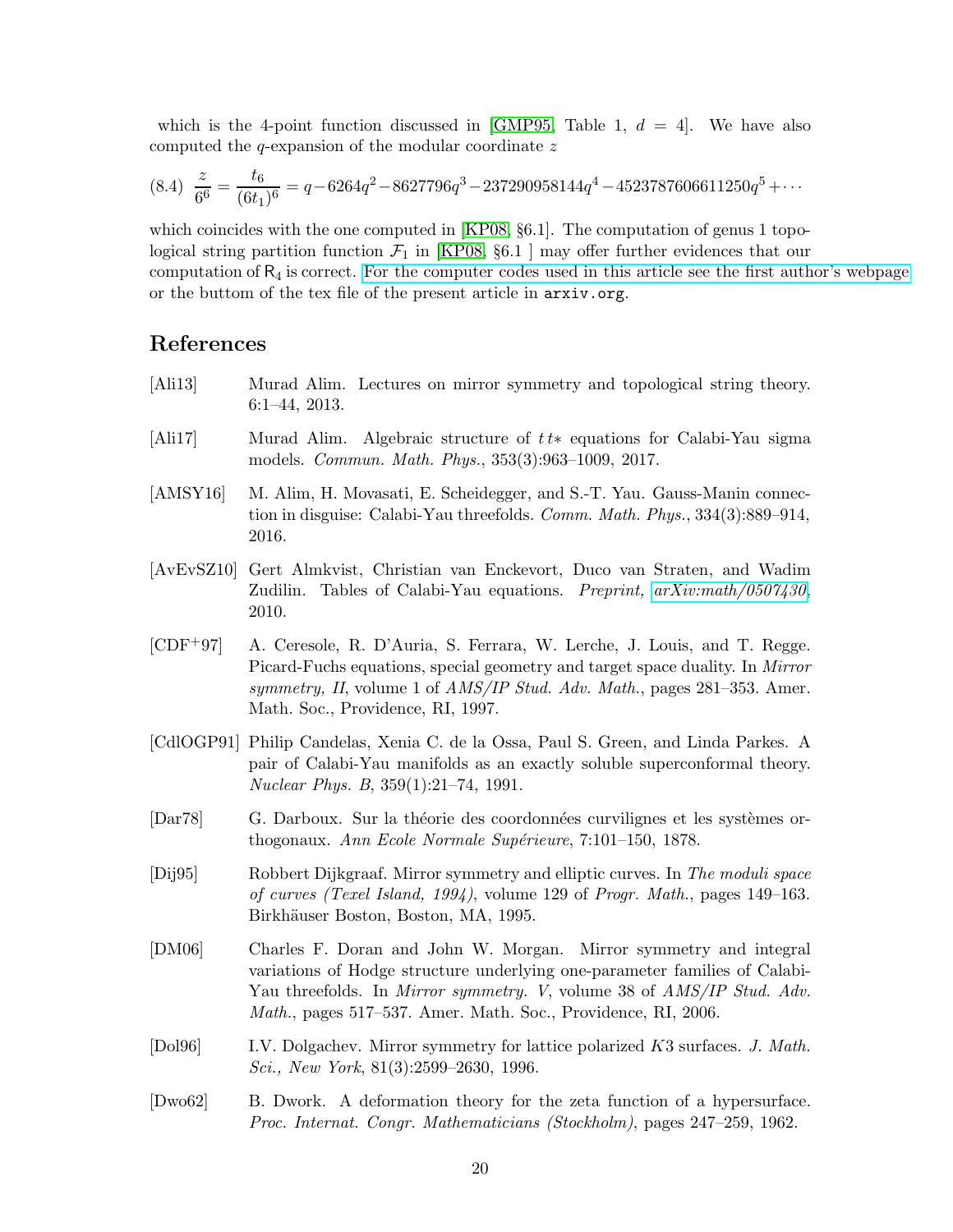which is the 4-point function discussed in [GMP95, Table 1, $d = 4$]. We have also computed the $q$-expansion of the modular coordinate $z$

$$\text{(8.4)}\quad \frac{z}{6^6} = \frac{t_6}{(6t_1)^6} = q - 6264q^2 - 8627796q^3 - 237290958144q^4 - 4523787606611250q^5 + \cdots$$

which coincides with the one computed in [KP08, §6.1]. The computation of genus 1 topological string partition function $\mathcal{F}_1$ in [KP08, §6.1 ] may offer further evidences that our computation of $\mathsf{R}_4$ is correct. For the computer codes used in this article see the first author's webpage or the buttom of the tex file of the present article in `arxiv.org`.

## References

[Ali13] Murad Alim. Lectures on mirror symmetry and topological string theory. 6:1–44, 2013.

[Ali17] Murad Alim. Algebraic structure of $tt*$ equations for Calabi-Yau sigma models. *Commun. Math. Phys.*, 353(3):963–1009, 2017.

[AMSY16] M. Alim, H. Movasati, E. Scheidegger, and S.-T. Yau. Gauss-Manin connection in disguise: Calabi-Yau threefolds. *Comm. Math. Phys.*, 334(3):889–914, 2016.

[AvEvSZ10] Gert Almkvist, Christian van Enckevort, Duco van Straten, and Wadim Zudilin. Tables of Calabi-Yau equations. *Preprint, arXiv:math/0507430*, 2010.

[CDF+97] A. Ceresole, R. D'Auria, S. Ferrara, W. Lerche, J. Louis, and T. Regge. Picard-Fuchs equations, special geometry and target space duality. In *Mirror symmetry, II*, volume 1 of *AMS/IP Stud. Adv. Math.*, pages 281–353. Amer. Math. Soc., Providence, RI, 1997.

[CdlOGP91] Philip Candelas, Xenia C. de la Ossa, Paul S. Green, and Linda Parkes. A pair of Calabi-Yau manifolds as an exactly soluble superconformal theory. *Nuclear Phys. B*, 359(1):21–74, 1991.

[Dar78] G. Darboux. Sur la théorie des coordonnées curvilignes et les systèmes orthogonaux. *Ann Ecole Normale Supérieure*, 7:101–150, 1878.

[Dij95] Robbert Dijkgraaf. Mirror symmetry and elliptic curves. In *The moduli space of curves (Texel Island, 1994)*, volume 129 of *Progr. Math.*, pages 149–163. Birkhäuser Boston, Boston, MA, 1995.

[DM06] Charles F. Doran and John W. Morgan. Mirror symmetry and integral variations of Hodge structure underlying one-parameter families of Calabi-Yau threefolds. In *Mirror symmetry. V*, volume 38 of *AMS/IP Stud. Adv. Math.*, pages 517–537. Amer. Math. Soc., Providence, RI, 2006.

[Dol96] I.V. Dolgachev. Mirror symmetry for lattice polarized $K3$ surfaces. *J. Math. Sci., New York*, 81(3):2599–2630, 1996.

[Dwo62] B. Dwork. A deformation theory for the zeta function of a hypersurface. *Proc. Internat. Congr. Mathematicians (Stockholm)*, pages 247–259, 1962.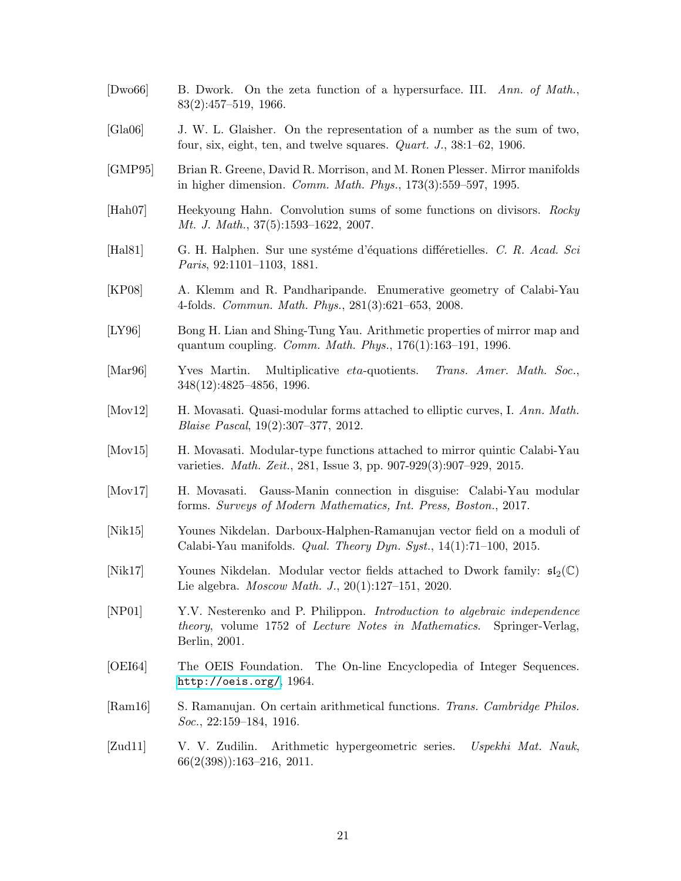[Dwo66] B. Dwork. On the zeta function of a hypersurface. III. *Ann. of Math.*, 83(2):457–519, 1966.

[Gla06] J. W. L. Glaisher. On the representation of a number as the sum of two, four, six, eight, ten, and twelve squares. *Quart. J.*, 38:1–62, 1906.

[GMP95] Brian R. Greene, David R. Morrison, and M. Ronen Plesser. Mirror manifolds in higher dimension. *Comm. Math. Phys.*, 173(3):559–597, 1995.

[Hah07] Heekyoung Hahn. Convolution sums of some functions on divisors. *Rocky Mt. J. Math.*, 37(5):1593–1622, 2007.

[Hal81] G. H. Halphen. Sur une systéme d'équations differetielles. *C. R. Acad. Sci Paris*, 92:1101–1103, 1881.

[KP08] A. Klemm and R. Pandharipande. Enumerative geometry of Calabi-Yau 4-folds. *Commun. Math. Phys.*, 281(3):621–653, 2008.

[LY96] Bong H. Lian and Shing-Tung Yau. Arithmetic properties of mirror map and quantum coupling. *Comm. Math. Phys.*, 176(1):163–191, 1996.

[Mar96] Yves Martin. Multiplicative *eta*-quotients. *Trans. Amer. Math. Soc.*, 348(12):4825–4856, 1996.

[Mov12] H. Movasati. Quasi-modular forms attached to elliptic curves, I. *Ann. Math. Blaise Pascal*, 19(2):307–377, 2012.

[Mov15] H. Movasati. Modular-type functions attached to mirror quintic Calabi-Yau varieties. *Math. Zeit.*, 281, Issue 3, pp. 907-929(3):907–929, 2015.

[Mov17] H. Movasati. Gauss-Manin connection in disguise: Calabi-Yau modular forms. *Surveys of Modern Mathematics, Int. Press, Boston.*, 2017.

[Nik15] Younes Nikdelan. Darboux-Halphen-Ramanujan vector field on a moduli of Calabi-Yau manifolds. *Qual. Theory Dyn. Syst.*, 14(1):71–100, 2015.

[Nik17] Younes Nikdelan. Modular vector fields attached to Dwork family: $\mathfrak{sl}_2(\mathbb{C})$ Lie algebra. *Moscow Math. J.*, 20(1):127–151, 2020.

[NP01] Y.V. Nesterenko and P. Philippon. *Introduction to algebraic independence theory*, volume 1752 of *Lecture Notes in Mathematics*. Springer-Verlag, Berlin, 2001.

[OEI64] The OEIS Foundation. The On-line Encyclopedia of Integer Sequences. http://oeis.org/, 1964.

[Ram16] S. Ramanujan. On certain arithmetical functions. *Trans. Cambridge Philos. Soc.*, 22:159–184, 1916.

[Zud11] V. V. Zudilin. Arithmetic hypergeometric series. *Uspekhi Mat. Nauk*, 66(2(398)):163–216, 2011.